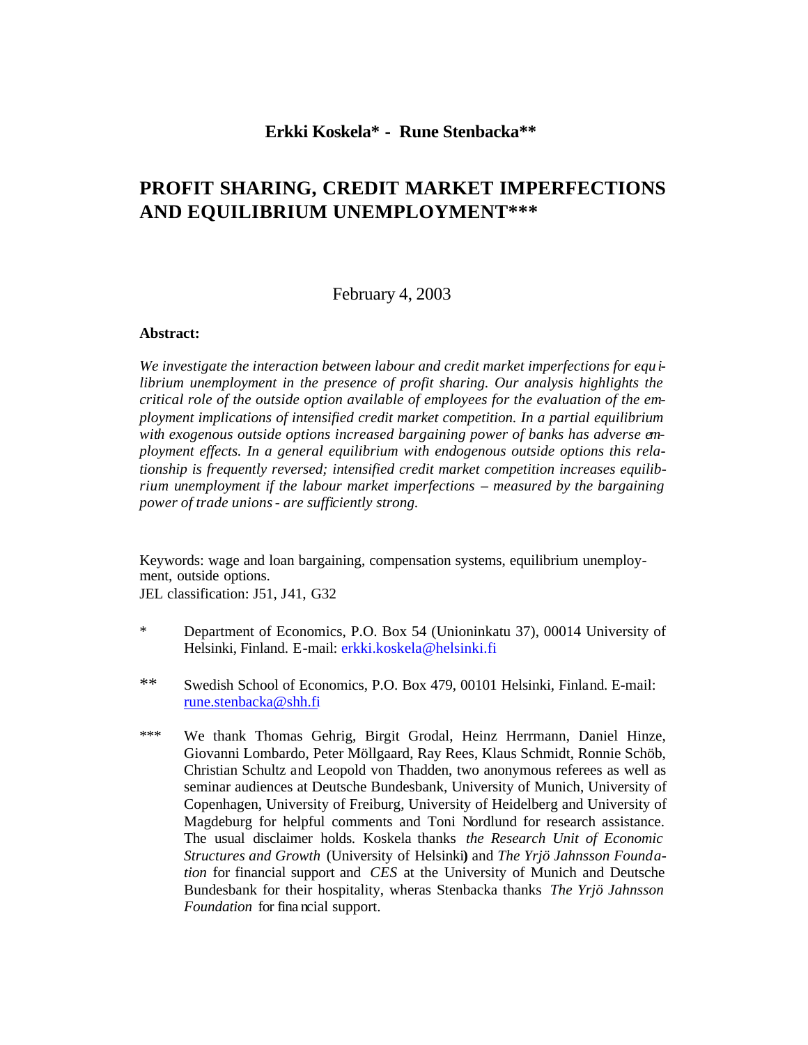**Erkki Koskela* - Rune Stenbacka****

# PROFIT SHARING, CREDIT MARKET IMPERFECTIONS AND EQUILIBRIUM UNEMPLOYMENT***

February 4, 2003

**Abstract:**

*We investigate the interaction between labour and credit market imperfections for equilibrium unemployment in the presence of profit sharing. Our analysis highlights the critical role of the outside option available of employees for the evaluation of the employment implications of intensified credit market competition. In a partial equilibrium with exogenous outside options increased bargaining power of banks has adverse employment effects. In a general equilibrium with endogenous outside options this relationship is frequently reversed; intensified credit market competition increases equilibrium unemployment if the labour market imperfections – measured by the bargaining power of trade unions - are sufficiently strong.*

Keywords: wage and loan bargaining, compensation systems, equilibrium unemployment, outside options.
JEL classification: J51, J41, G32

\* Department of Economics, P.O. Box 54 (Unioninkatu 37), 00014 University of Helsinki, Finland. E-mail: erkki.koskela@helsinki.fi

\** Swedish School of Economics, P.O. Box 479, 00101 Helsinki, Finland. E-mail: rune.stenbacka@shh.fi

\*** We thank Thomas Gehrig, Birgit Grodal, Heinz Herrmann, Daniel Hinze, Giovanni Lombardo, Peter Möllgaard, Ray Rees, Klaus Schmidt, Ronnie Schöb, Christian Schultz and Leopold von Thadden, two anonymous referees as well as seminar audiences at Deutsche Bundesbank, University of Munich, University of Copenhagen, University of Freiburg, University of Heidelberg and University of Magdeburg for helpful comments and Toni Nordlund for research assistance. The usual disclaimer holds. Koskela thanks *the Research Unit of Economic Structures and Growth* (University of Helsinki) and *The Yrjö Jahnsson Foundation* for financial support and *CES* at the University of Munich and Deutsche Bundesbank for their hospitality, wheras Stenbacka thanks *The Yrjö Jahnsson Foundation* for financial support.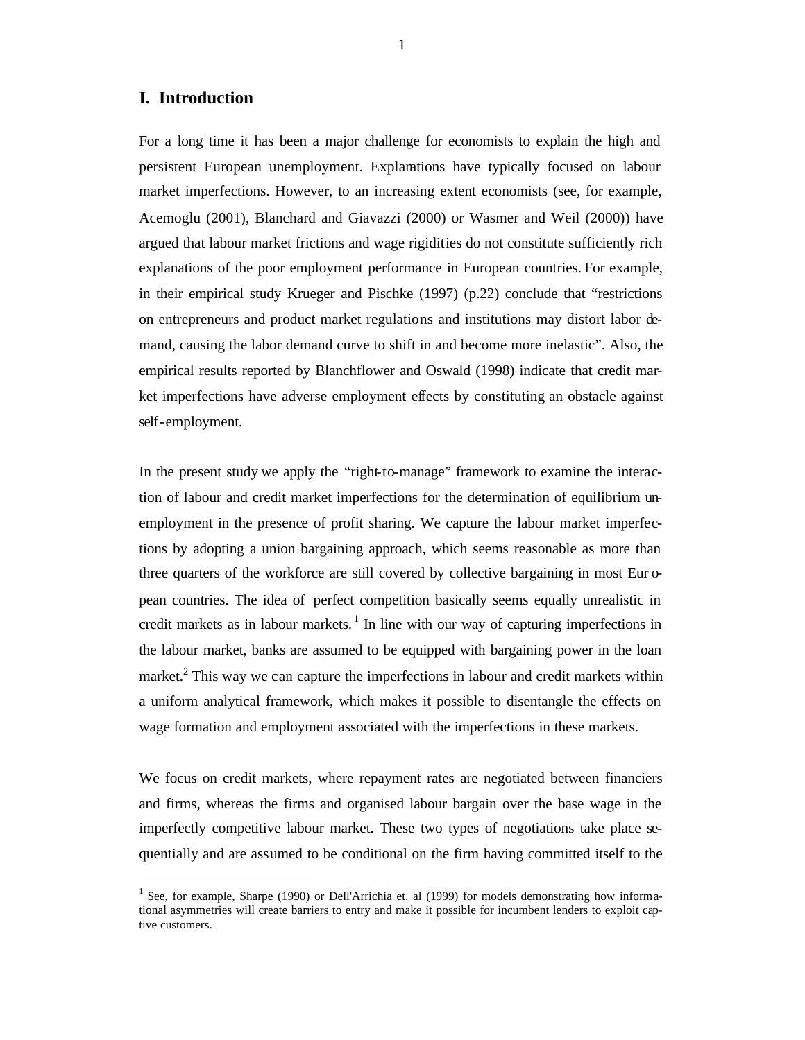## I. Introduction

For a long time it has been a major challenge for economists to explain the high and persistent European unemployment. Explanations have typically focused on labour market imperfections. However, to an increasing extent economists (see, for example, Acemoglu (2001), Blanchard and Giavazzi (2000) or Wasmer and Weil (2000)) have argued that labour market frictions and wage rigidities do not constitute sufficiently rich explanations of the poor employment performance in European countries. For example, in their empirical study Krueger and Pischke (1997) (p.22) conclude that "restrictions on entrepreneurs and product market regulations and institutions may distort labor demand, causing the labor demand curve to shift in and become more inelastic". Also, the empirical results reported by Blanchflower and Oswald (1998) indicate that credit market imperfections have adverse employment effects by constituting an obstacle against self-employment.

In the present study we apply the "right-to-manage" framework to examine the interaction of labour and credit market imperfections for the determination of equilibrium unemployment in the presence of profit sharing. We capture the labour market imperfections by adopting a union bargaining approach, which seems reasonable as more than three quarters of the workforce are still covered by collective bargaining in most European countries. The idea of perfect competition basically seems equally unrealistic in credit markets as in labour markets.[1] In line with our way of capturing imperfections in the labour market, banks are assumed to be equipped with bargaining power in the loan market.[2] This way we can capture the imperfections in labour and credit markets within a uniform analytical framework, which makes it possible to disentangle the effects on wage formation and employment associated with the imperfections in these markets.

We focus on credit markets, where repayment rates are negotiated between financiers and firms, whereas the firms and organised labour bargain over the base wage in the imperfectly competitive labour market. These two types of negotiations take place sequentially and are assumed to be conditional on the firm having committed itself to the

[1] See, for example, Sharpe (1990) or Dell'Arrichia et. al (1999) for models demonstrating how informational asymmetries will create barriers to entry and make it possible for incumbent lenders to exploit captive customers.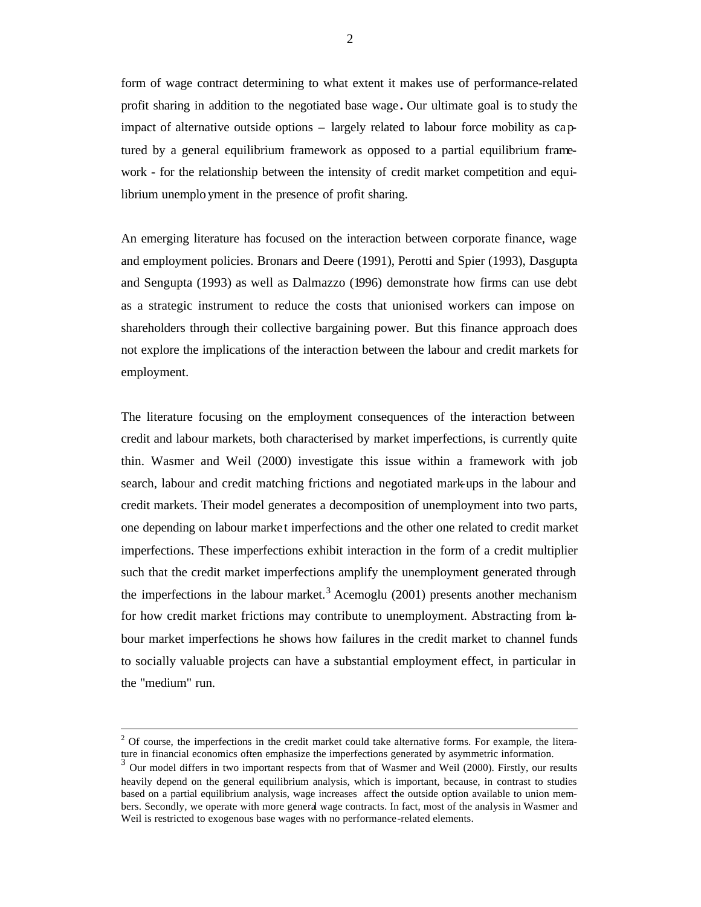form of wage contract determining to what extent it makes use of performance-related profit sharing in addition to the negotiated base wage. Our ultimate goal is to study the impact of alternative outside options – largely related to labour force mobility as captured by a general equilibrium framework as opposed to a partial equilibrium framework - for the relationship between the intensity of credit market competition and equilibrium unemployment in the presence of profit sharing.

An emerging literature has focused on the interaction between corporate finance, wage and employment policies. Bronars and Deere (1991), Perotti and Spier (1993), Dasgupta and Sengupta (1993) as well as Dalmazzo (1996) demonstrate how firms can use debt as a strategic instrument to reduce the costs that unionised workers can impose on shareholders through their collective bargaining power. But this finance approach does not explore the implications of the interaction between the labour and credit markets for employment.

The literature focusing on the employment consequences of the interaction between credit and labour markets, both characterised by market imperfections, is currently quite thin. Wasmer and Weil (2000) investigate this issue within a framework with job search, labour and credit matching frictions and negotiated mark-ups in the labour and credit markets. Their model generates a decomposition of unemployment into two parts, one depending on labour market imperfections and the other one related to credit market imperfections. These imperfections exhibit interaction in the form of a credit multiplier such that the credit market imperfections amplify the unemployment generated through the imperfections in the labour market.[3] Acemoglu (2001) presents another mechanism for how credit market frictions may contribute to unemployment. Abstracting from labour market imperfections he shows how failures in the credit market to channel funds to socially valuable projects can have a substantial employment effect, in particular in the "medium" run.

---

[2] Of course, the imperfections in the credit market could take alternative forms. For example, the literature in financial economics often emphasize the imperfections generated by asymmetric information.

[3] Our model differs in two important respects from that of Wasmer and Weil (2000). Firstly, our results heavily depend on the general equilibrium analysis, which is important, because, in contrast to studies based on a partial equilibrium analysis, wage increases affect the outside option available to union members. Secondly, we operate with more general wage contracts. In fact, most of the analysis in Wasmer and Weil is restricted to exogenous base wages with no performance-related elements.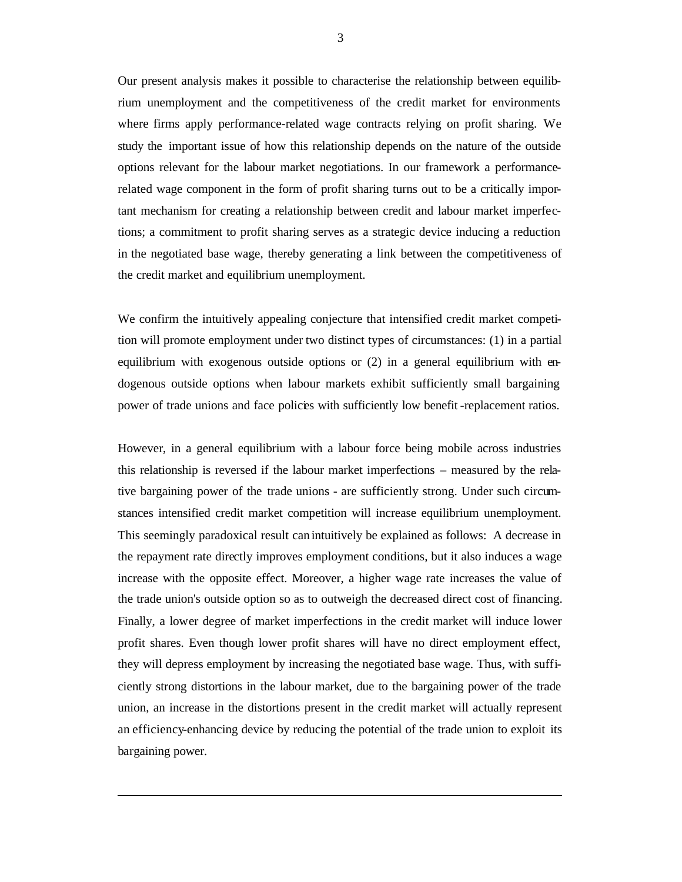Our present analysis makes it possible to characterise the relationship between equilibrium unemployment and the competitiveness of the credit market for environments where firms apply performance-related wage contracts relying on profit sharing. We study the important issue of how this relationship depends on the nature of the outside options relevant for the labour market negotiations. In our framework a performance-related wage component in the form of profit sharing turns out to be a critically important mechanism for creating a relationship between credit and labour market imperfections; a commitment to profit sharing serves as a strategic device inducing a reduction in the negotiated base wage, thereby generating a link between the competitiveness of the credit market and equilibrium unemployment.

We confirm the intuitively appealing conjecture that intensified credit market competition will promote employment under two distinct types of circumstances: (1) in a partial equilibrium with exogenous outside options or (2) in a general equilibrium with endogenous outside options when labour markets exhibit sufficiently small bargaining power of trade unions and face policies with sufficiently low benefit-replacement ratios.

However, in a general equilibrium with a labour force being mobile across industries this relationship is reversed if the labour market imperfections – measured by the relative bargaining power of the trade unions - are sufficiently strong. Under such circumstances intensified credit market competition will increase equilibrium unemployment. This seemingly paradoxical result can intuitively be explained as follows: A decrease in the repayment rate directly improves employment conditions, but it also induces a wage increase with the opposite effect. Moreover, a higher wage rate increases the value of the trade union's outside option so as to outweigh the decreased direct cost of financing. Finally, a lower degree of market imperfections in the credit market will induce lower profit shares. Even though lower profit shares will have no direct employment effect, they will depress employment by increasing the negotiated base wage. Thus, with sufficiently strong distortions in the labour market, due to the bargaining power of the trade union, an increase in the distortions present in the credit market will actually represent an efficiency-enhancing device by reducing the potential of the trade union to exploit its bargaining power.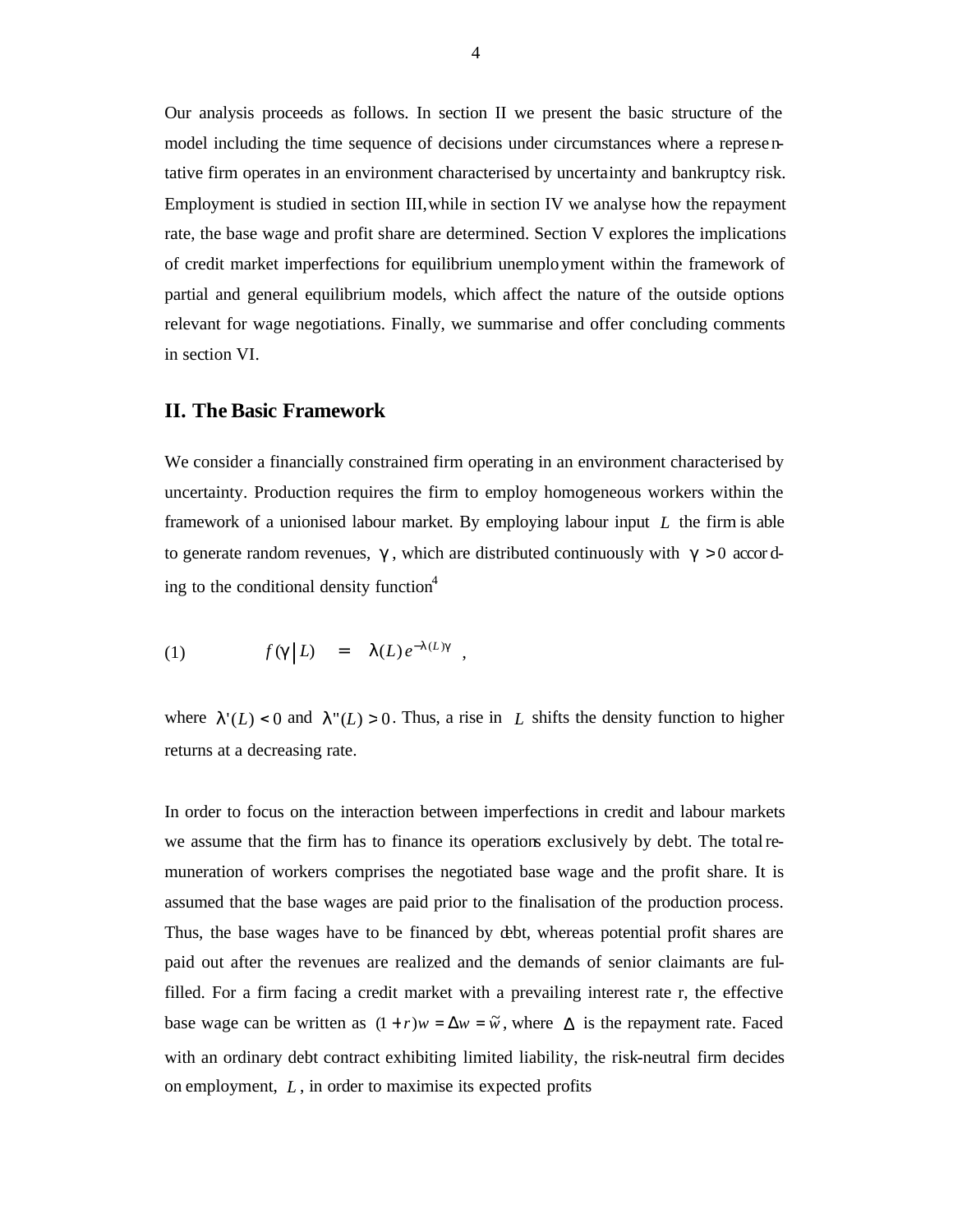Our analysis proceeds as follows. In section II we present the basic structure of the model including the time sequence of decisions under circumstances where a representative firm operates in an environment characterised by uncertainty and bankruptcy risk. Employment is studied in section III, while in section IV we analyse how the repayment rate, the base wage and profit share are determined. Section V explores the implications of credit market imperfections for equilibrium unemployment within the framework of partial and general equilibrium models, which affect the nature of the outside options relevant for wage negotiations. Finally, we summarise and offer concluding comments in section VI.

## II. The Basic Framework

We consider a financially constrained firm operating in an environment characterised by uncertainty. Production requires the firm to employ homogeneous workers within the framework of a unionised labour market. By employing labour input $L$ the firm is able to generate random revenues, $\gamma$, which are distributed continuously with $\gamma > 0$ according to the conditional density function[4]

$$(1) \qquad f(\gamma | L) = \lambda(L) e^{-\lambda(L)\gamma} ,$$

where $\lambda'(L) < 0$ and $\lambda''(L) > 0$. Thus, a rise in $L$ shifts the density function to higher returns at a decreasing rate.

In order to focus on the interaction between imperfections in credit and labour markets we assume that the firm has to finance its operations exclusively by debt. The total remuneration of workers comprises the negotiated base wage and the profit share. It is assumed that the base wages are paid prior to the finalisation of the production process. Thus, the base wages have to be financed by debt, whereas potential profit shares are paid out after the revenues are realized and the demands of senior claimants are fulfilled. For a firm facing a credit market with a prevailing interest rate r, the effective base wage can be written as $(1+r)w = \Delta w = \tilde{w}$, where $\Delta$ is the repayment rate. Faced with an ordinary debt contract exhibiting limited liability, the risk-neutral firm decides on employment, $L$, in order to maximise its expected profits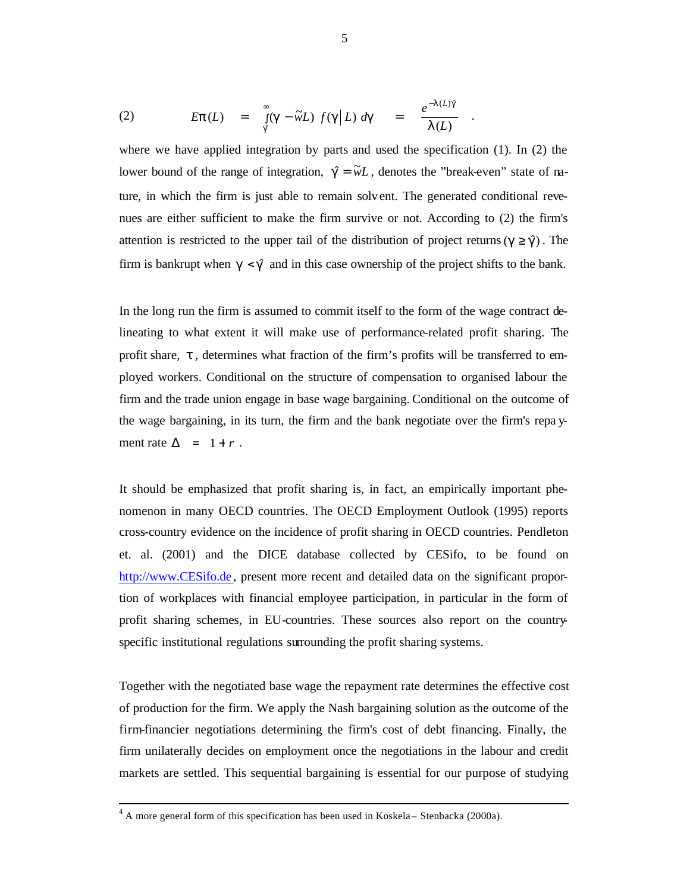$$(2) \qquad E\pi(L) \quad = \quad \int_{\hat{\gamma}}^{\infty}(\gamma - \tilde{w}L)\ f(\gamma \mid L)\ d\gamma \quad = \quad \frac{e^{-\lambda(L)\hat{\gamma}}}{\lambda(L)} \quad .$$

where we have applied integration by parts and used the specification (1). In (2) the lower bound of the range of integration, $\hat{\gamma} = \tilde{w}L$, denotes the "break-even" state of nature, in which the firm is just able to remain solvent. The generated conditional revenues are either sufficient to make the firm survive or not. According to (2) the firm's attention is restricted to the upper tail of the distribution of project returns $(\gamma \geq \hat{\gamma})$. The firm is bankrupt when $\gamma < \hat{\gamma}$ and in this case ownership of the project shifts to the bank.

In the long run the firm is assumed to commit itself to the form of the wage contract delineating to what extent it will make use of performance-related profit sharing. The profit share, $\tau$, determines what fraction of the firm's profits will be transferred to employed workers. Conditional on the structure of compensation to organised labour the firm and the trade union engage in base wage bargaining. Conditional on the outcome of the wage bargaining, in its turn, the firm and the bank negotiate over the firm's repayment rate $\Delta \;=\; 1+r$.

It should be emphasized that profit sharing is, in fact, an empirically important phenomenon in many OECD countries. The OECD Employment Outlook (1995) reports cross-country evidence on the incidence of profit sharing in OECD countries. Pendleton et. al. (2001) and the DICE database collected by CESifo, to be found on http://www.CESifo.de, present more recent and detailed data on the significant proportion of workplaces with financial employee participation, in particular in the form of profit sharing schemes, in EU-countries. These sources also report on the country-specific institutional regulations surrounding the profit sharing systems.

Together with the negotiated base wage the repayment rate determines the effective cost of production for the firm. We apply the Nash bargaining solution as the outcome of the firm-financier negotiations determining the firm's cost of debt financing. Finally, the firm unilaterally decides on employment once the negotiations in the labour and credit markets are settled. This sequential bargaining is essential for our purpose of studying

---

[4] A more general form of this specification has been used in Koskela – Stenbacka (2000a).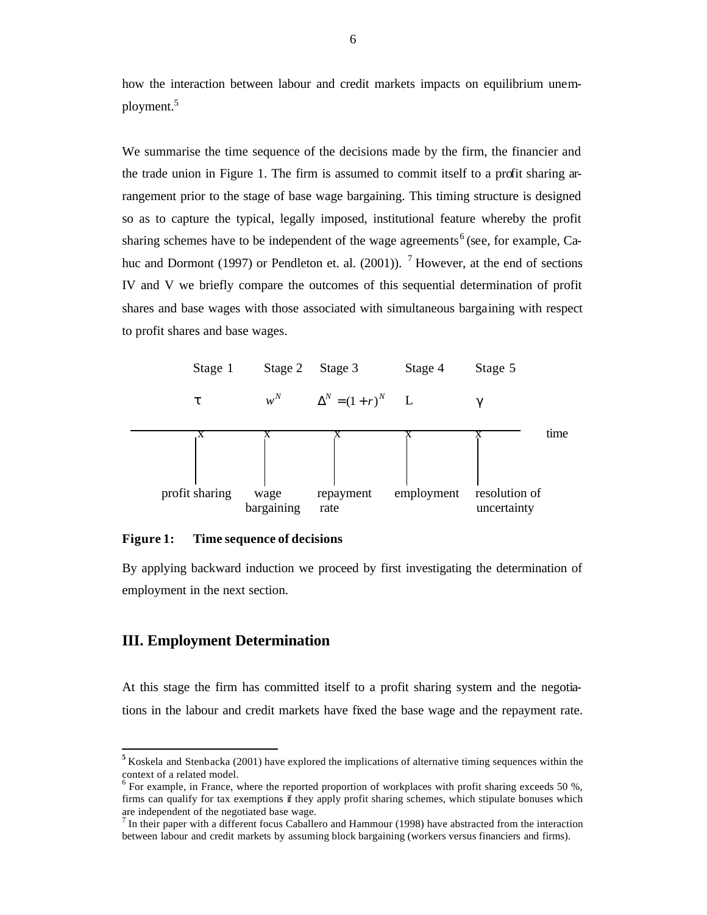how the interaction between labour and credit markets impacts on equilibrium unemployment.[5]

We summarise the time sequence of the decisions made by the firm, the financier and the trade union in Figure 1. The firm is assumed to commit itself to a profit sharing arrangement prior to the stage of base wage bargaining. This timing structure is designed so as to capture the typical, legally imposed, institutional feature whereby the profit sharing schemes have to be independent of the wage agreements[6] (see, for example, Cahuc and Dormont (1997) or Pendleton et. al. (2001)). [7] However, at the end of sections IV and V we briefly compare the outcomes of this sequential determination of profit shares and base wages with those associated with simultaneous bargaining with respect to profit shares and base wages.

| Stage 1 | Stage 2 | Stage 3 | Stage 4 | Stage 5 |
|---|---|---|---|---|
| $\tau$ | $w^N$ | $\Delta^N = (1+r)^N$ | L | $\gamma$ |
| profit sharing | wage bargaining | repayment rate | employment | resolution of uncertainty |

time →

**Figure 1: Time sequence of decisions**

By applying backward induction we proceed by first investigating the determination of employment in the next section.

## III. Employment Determination

At this stage the firm has committed itself to a profit sharing system and the negotiations in the labour and credit markets have fixed the base wage and the repayment rate.

---

[5] Koskela and Stenbacka (2001) have explored the implications of alternative timing sequences within the context of a related model.

[6] For example, in France, where the reported proportion of workplaces with profit sharing exceeds 50 %, firms can qualify for tax exemptions if they apply profit sharing schemes, which stipulate bonuses which are independent of the negotiated base wage.

[7] In their paper with a different focus Caballero and Hammour (1998) have abstracted from the interaction between labour and credit markets by assuming block bargaining (workers versus financiers and firms).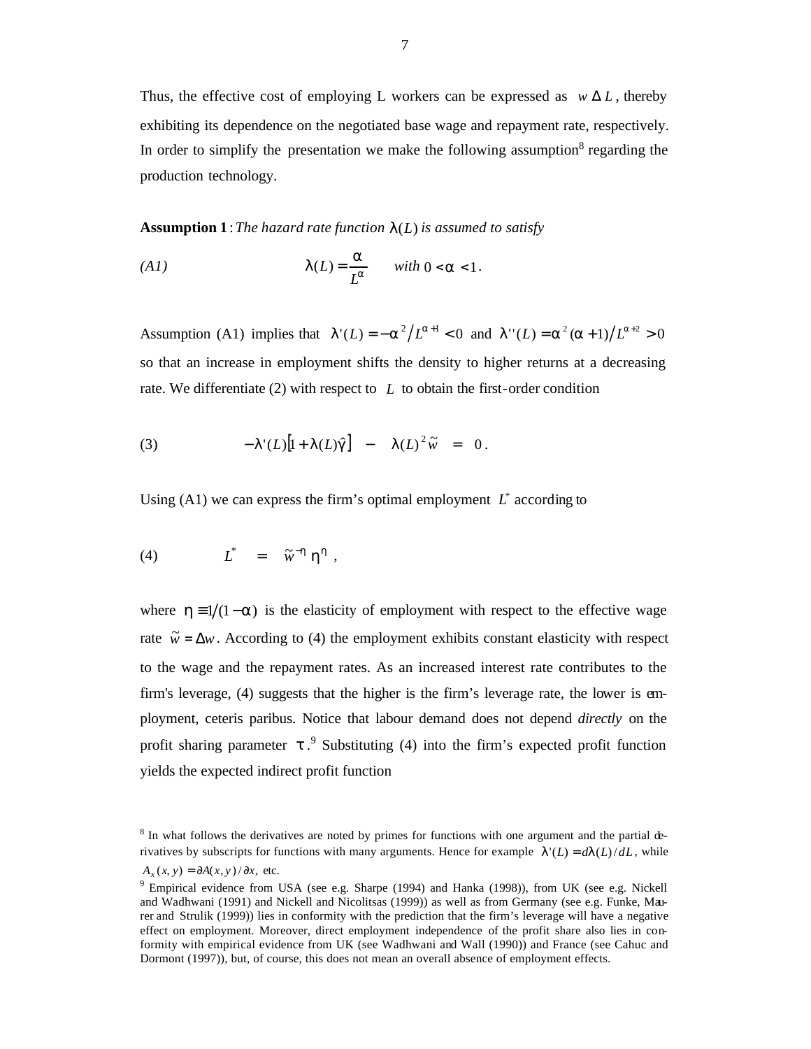Thus, the effective cost of employing L workers can be expressed as $w\,\Delta\,L$, thereby exhibiting its dependence on the negotiated base wage and repayment rate, respectively. In order to simplify the presentation we make the following assumption[8] regarding the production technology.

**Assumption 1**: *The hazard rate function* $\lambda(L)$ *is assumed to satisfy*

$$\text{(A1)} \qquad \lambda(L) = \frac{\alpha}{L^{\alpha}} \qquad \textit{with } 0 < \alpha < 1 .$$

Assumption (A1) implies that $\lambda'(L) = -\alpha^2 / L^{\alpha+1} < 0$ and $\lambda''(L) = \alpha^2(\alpha+1)/L^{\alpha+2} > 0$ so that an increase in employment shifts the density to higher returns at a decreasing rate. We differentiate (2) with respect to $L$ to obtain the first-order condition

$$\text{(3)} \qquad -\lambda'(L)\left[1 + \lambda(L)\hat{\gamma}\right] \;-\; \lambda(L)^2\,\tilde{w} \;=\; 0 .$$

Using (A1) we can express the firm's optimal employment $L^*$ according to

$$\text{(4)} \qquad L^* \;=\; \tilde{w}^{-\eta}\,\eta^{\eta} ,$$

where $\eta \equiv 1/(1-\alpha)$ is the elasticity of employment with respect to the effective wage rate $\tilde{w} = \Delta w$. According to (4) the employment exhibits constant elasticity with respect to the wage and the repayment rates. As an increased interest rate contributes to the firm's leverage, (4) suggests that the higher is the firm's leverage rate, the lower is employment, ceteris paribus. Notice that labour demand does not depend *directly* on the profit sharing parameter $\tau$.[9] Substituting (4) into the firm's expected profit function yields the expected indirect profit function

---

[8] In what follows the derivatives are noted by primes for functions with one argument and the partial derivatives by subscripts for functions with many arguments. Hence for example $\lambda'(L) = d\lambda(L)/dL$, while $A_x(x, y) = \partial A(x, y)/\partial x$, etc.

[9] Empirical evidence from USA (see e.g. Sharpe (1994) and Hanka (1998)), from UK (see e.g. Nickell and Wadhwani (1991) and Nickell and Nicolitsas (1999)) as well as from Germany (see e.g. Funke, Maurer and Strulik (1999)) lies in conformity with the prediction that the firm's leverage will have a negative effect on employment. Moreover, direct employment independence of the profit share also lies in conformity with empirical evidence from UK (see Wadhwani and Wall (1990)) and France (see Cahuc and Dormont (1997)), but, of course, this does not mean an overall absence of employment effects.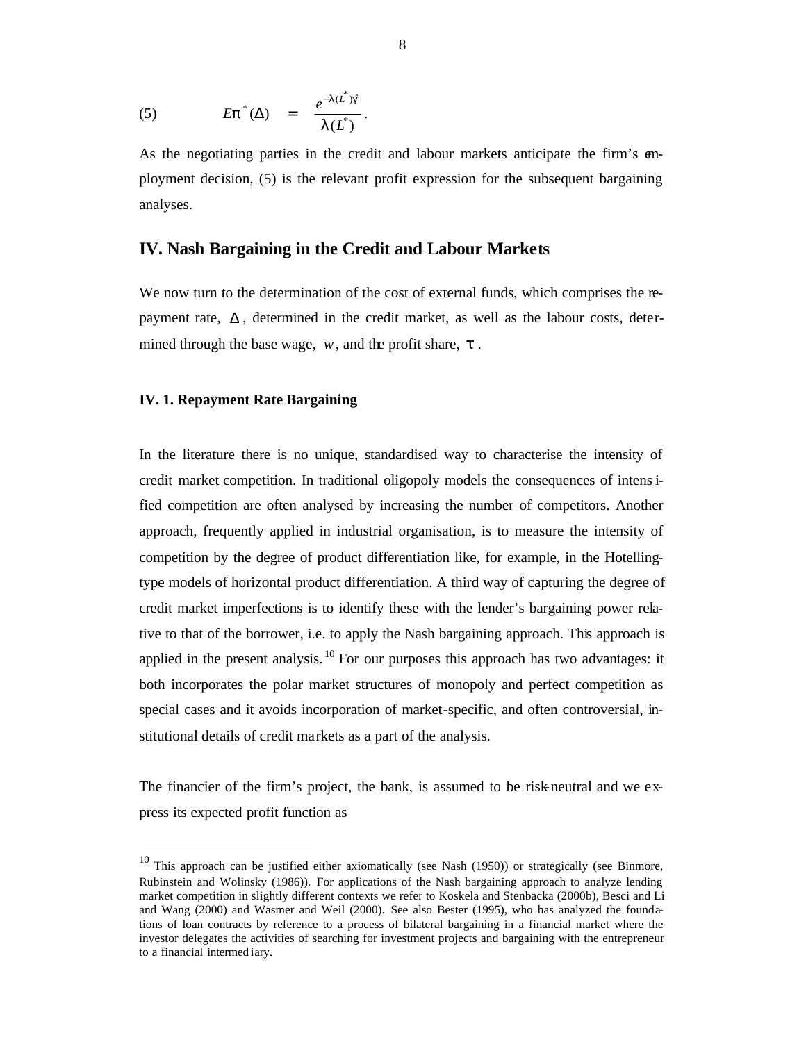$$(5) \qquad E\pi^*(\Delta) \quad = \quad \frac{e^{-\lambda(L^*)\hat{\gamma}}}{\lambda(L^*)}.$$

As the negotiating parties in the credit and labour markets anticipate the firm's employment decision, (5) is the relevant profit expression for the subsequent bargaining analyses.

## IV. Nash Bargaining in the Credit and Labour Markets

We now turn to the determination of the cost of external funds, which comprises the repayment rate, $\Delta$, determined in the credit market, as well as the labour costs, determined through the base wage, $w$, and the profit share, $\tau$.

### IV. 1. Repayment Rate Bargaining

In the literature there is no unique, standardised way to characterise the intensity of credit market competition. In traditional oligopoly models the consequences of intensified competition are often analysed by increasing the number of competitors. Another approach, frequently applied in industrial organisation, is to measure the intensity of competition by the degree of product differentiation like, for example, in the Hotelling-type models of horizontal product differentiation. A third way of capturing the degree of credit market imperfections is to identify these with the lender's bargaining power relative to that of the borrower, i.e. to apply the Nash bargaining approach. This approach is applied in the present analysis.[10] For our purposes this approach has two advantages: it both incorporates the polar market structures of monopoly and perfect competition as special cases and it avoids incorporation of market-specific, and often controversial, institutional details of credit markets as a part of the analysis.

The financier of the firm's project, the bank, is assumed to be risk-neutral and we express its expected profit function as

---

[10] This approach can be justified either axiomatically (see Nash (1950)) or strategically (see Binmore, Rubinstein and Wolinsky (1986)). For applications of the Nash bargaining approach to analyze lending market competition in slightly different contexts we refer to Koskela and Stenbacka (2000b), Besci and Li and Wang (2000) and Wasmer and Weil (2000). See also Bester (1995), who has analyzed the foundations of loan contracts by reference to a process of bilateral bargaining in a financial market where the investor delegates the activities of searching for investment projects and bargaining with the entrepreneur to a financial intermediary.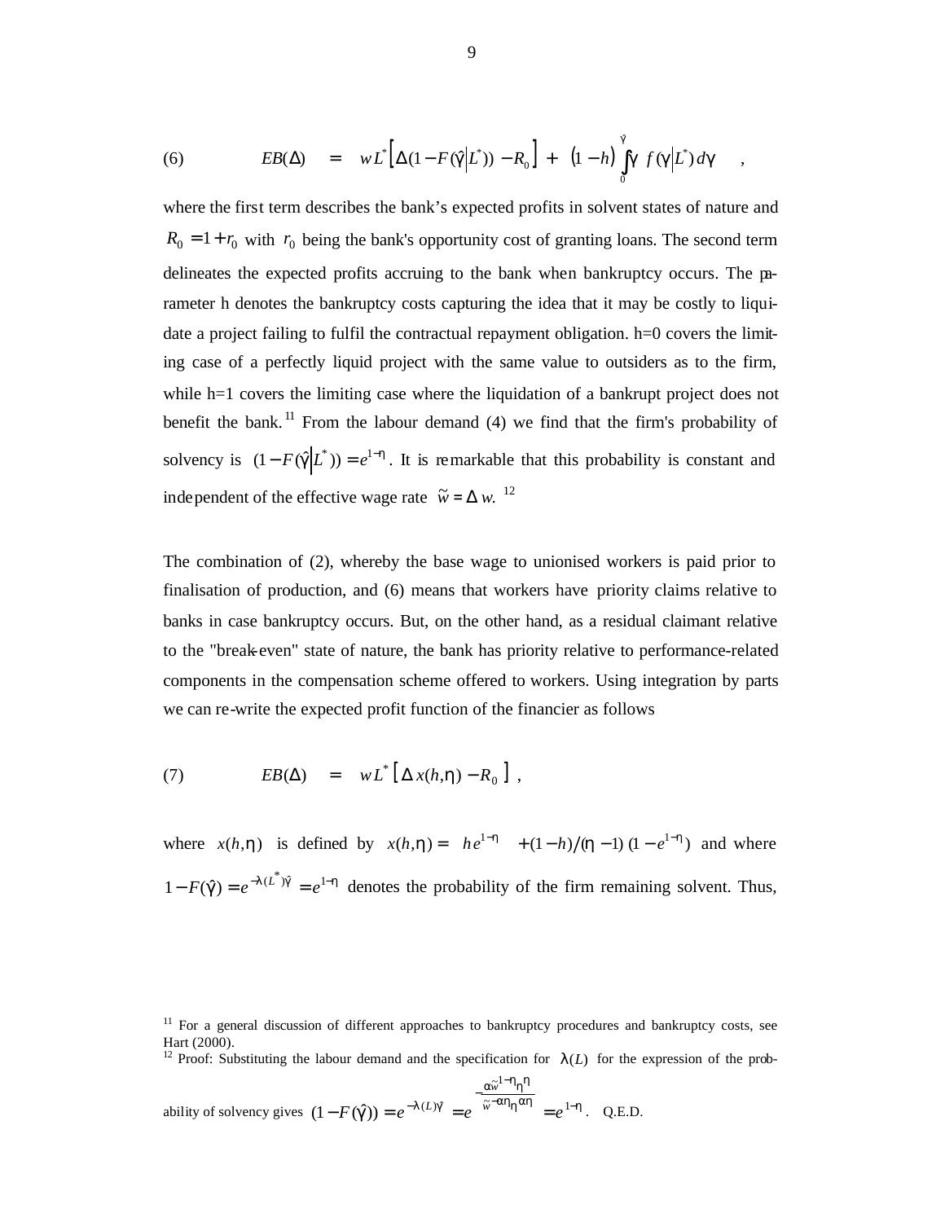$$EB(\Delta) \quad = \quad wL^* \left[ \Delta(1 - F(\hat{\gamma} | L^*)) - R_0 \right] + \ (1-h) \int_0^{\hat{\gamma}} \gamma \ f(\gamma | L^*) \, d\gamma \qquad , \tag{6}$$

where the first term describes the bank's expected profits in solvent states of nature and $R_0 = 1 + r_0$ with $r_0$ being the bank's opportunity cost of granting loans. The second term delineates the expected profits accruing to the bank when bankruptcy occurs. The parameter h denotes the bankruptcy costs capturing the idea that it may be costly to liquidate a project failing to fulfil the contractual repayment obligation. h=0 covers the limiting case of a perfectly liquid project with the same value to outsiders as to the firm, while h=1 covers the limiting case where the liquidation of a bankrupt project does not benefit the bank.[11] From the labour demand (4) we find that the firm's probability of solvency is $(1 - F(\hat{\gamma} | L^*)) = e^{1-\eta}$. It is remarkable that this probability is constant and independent of the effective wage rate $\tilde{w} = \Delta \, w$.[12]

The combination of (2), whereby the base wage to unionised workers is paid prior to finalisation of production, and (6) means that workers have priority claims relative to banks in case bankruptcy occurs. But, on the other hand, as a residual claimant relative to the "break-even" state of nature, the bank has priority relative to performance-related components in the compensation scheme offered to workers. Using integration by parts we can re-write the expected profit function of the financier as follows

$$EB(\Delta) \quad = \quad wL^* \left[ \Delta \, x(h,\eta) - R_0 \right] , \tag{7}$$

where $x(h,\eta)$ is defined by $x(h,\eta) = \ h e^{1-\eta} \ + (1-h)/(\eta - 1)\,(1 - e^{1-\eta})$ and where $1 - F(\hat{\gamma}) = e^{-\lambda(L^*)\hat{\gamma}} = e^{1-\eta}$ denotes the probability of the firm remaining solvent. Thus,

[11] For a general discussion of different approaches to bankruptcy procedures and bankruptcy costs, see Hart (2000).

[12] Proof: Substituting the labour demand and the specification for $\lambda(L)$ for the expression of the probability of solvency gives $(1 - F(\hat{\gamma})) = e^{-\lambda(L)\hat{\gamma}} = e^{-\frac{\alpha \tilde{w}^{1-\eta} \eta^{\eta}}{\tilde{w}^{-\alpha\eta} \eta^{\alpha\eta}}} = e^{1-\eta}$. Q.E.D.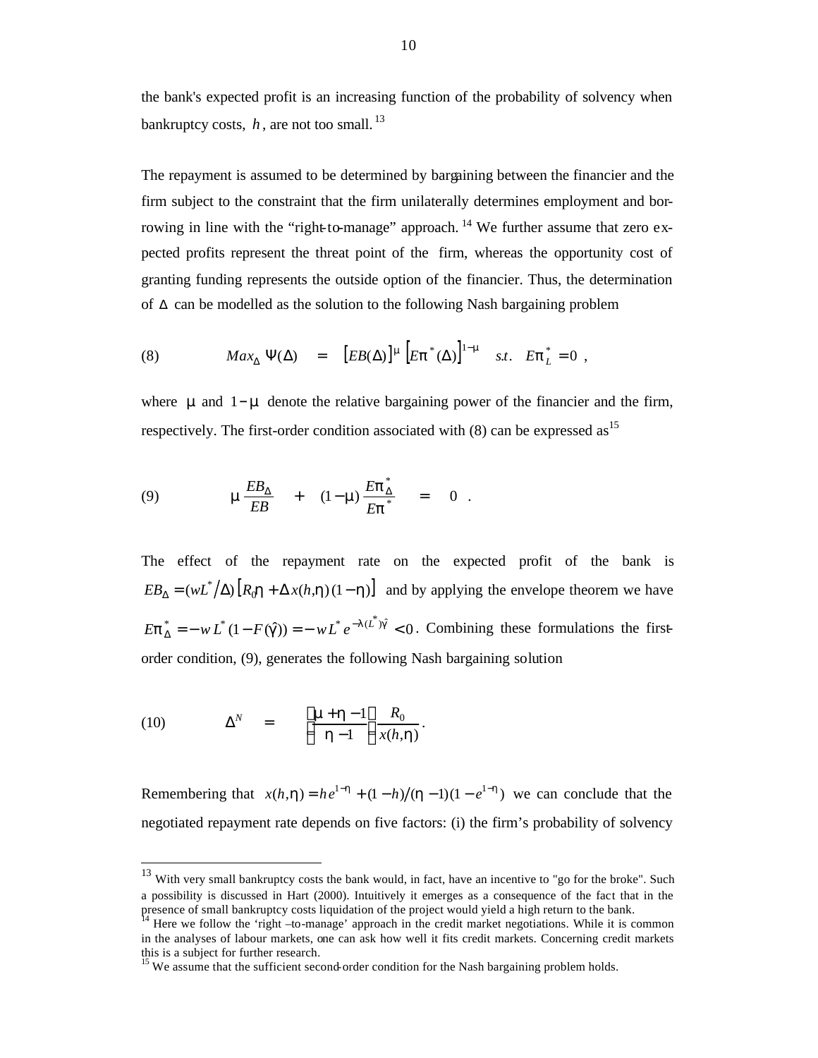the bank's expected profit is an increasing function of the probability of solvency when bankruptcy costs, $h$, are not too small.[13]

The repayment is assumed to be determined by bargaining between the financier and the firm subject to the constraint that the firm unilaterally determines employment and borrowing in line with the "right-to-manage" approach.[14] We further assume that zero expected profits represent the threat point of the firm, whereas the opportunity cost of granting funding represents the outside option of the financier. Thus, the determination of $\Delta$ can be modelled as the solution to the following Nash bargaining problem

$$\text{(8)} \qquad Max_{\Delta}\ \Psi(\Delta) \quad = \quad \left[EB(\Delta)\right]^{\mu}\left[E\pi^{*}(\Delta)\right]^{1-\mu} \quad s.t. \quad E\pi_{L}^{*}=0 \ ,$$

where $\mu$ and $1-\mu$ denote the relative bargaining power of the financier and the firm, respectively. The first-order condition associated with (8) can be expressed as[15]

$$\text{(9)} \qquad \mu\,\frac{EB_{\Delta}}{EB} \quad + \quad (1-\mu)\,\frac{E\pi_{\Delta}^{*}}{E\pi^{*}} \quad = \quad 0 \ .$$

The effect of the repayment rate on the expected profit of the bank is $EB_{\Delta}=(wL^{*}/\Delta)\left[R_0\eta+\Delta x(h,\eta)(1-\eta)\right]$ and by applying the envelope theorem we have $E\pi_{\Delta}^{*}=-w\,L^{*}(1-F(\hat{\gamma}))=-w L^{*}e^{-\lambda(L^{*})\hat{\gamma}}<0$. Combining these formulations the first-order condition, (9), generates the following Nash bargaining solution

$$\text{(10)} \qquad \Delta^{N} \quad = \quad \left(\frac{\mu+\eta-1}{\eta-1}\right)\frac{R_0}{x(h,\eta)} \, .$$

Remembering that $x(h,\eta)=he^{1-\eta}+(1-h)/(\eta-1)(1-e^{1-\eta})$ we can conclude that the negotiated repayment rate depends on five factors: (i) the firm's probability of solvency

---

[13] With very small bankruptcy costs the bank would, in fact, have an incentive to "go for the broke". Such a possibility is discussed in Hart (2000). Intuitively it emerges as a consequence of the fact that in the presence of small bankruptcy costs liquidation of the project would yield a high return to the bank.

[14] Here we follow the 'right –to-manage' approach in the credit market negotiations. While it is common in the analyses of labour markets, one can ask how well it fits credit markets. Concerning credit markets this is a subject for further research.

[15] We assume that the sufficient second-order condition for the Nash bargaining problem holds.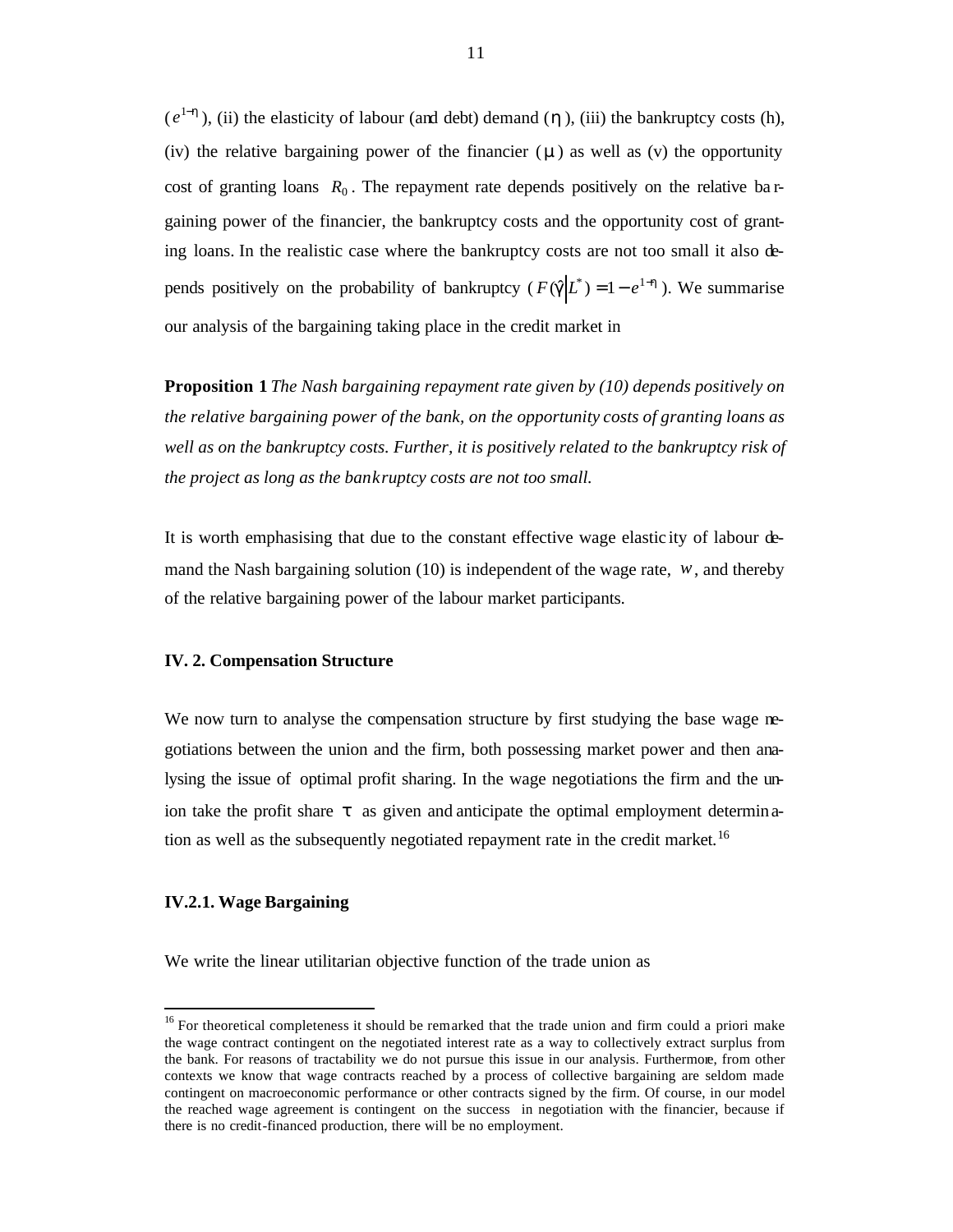($e^{1-\eta}$), (ii) the elasticity of labour (and debt) demand ($\eta$), (iii) the bankruptcy costs (h), (iv) the relative bargaining power of the financier ($\mu$) as well as (v) the opportunity cost of granting loans $R_0$. The repayment rate depends positively on the relative bargaining power of the financier, the bankruptcy costs and the opportunity cost of granting loans. In the realistic case where the bankruptcy costs are not too small it also depends positively on the probability of bankruptcy ($F(\hat{\gamma}|L^*) = 1 - e^{1-\eta}$). We summarise our analysis of the bargaining taking place in the credit market in

**Proposition 1** *The Nash bargaining repayment rate given by (10) depends positively on the relative bargaining power of the bank, on the opportunity costs of granting loans as well as on the bankruptcy costs. Further, it is positively related to the bankruptcy risk of the project as long as the bankruptcy costs are not too small.*

It is worth emphasising that due to the constant effective wage elasticity of labour demand the Nash bargaining solution (10) is independent of the wage rate, $w$, and thereby of the relative bargaining power of the labour market participants.

#### IV. 2. Compensation Structure

We now turn to analyse the compensation structure by first studying the base wage negotiations between the union and the firm, both possessing market power and then analysing the issue of optimal profit sharing. In the wage negotiations the firm and the union take the profit share $\tau$ as given and anticipate the optimal employment determination as well as the subsequently negotiated repayment rate in the credit market.[16]

#### IV.2.1. Wage Bargaining

We write the linear utilitarian objective function of the trade union as

[16] For theoretical completeness it should be remarked that the trade union and firm could a priori make the wage contract contingent on the negotiated interest rate as a way to collectively extract surplus from the bank. For reasons of tractability we do not pursue this issue in our analysis. Furthermore, from other contexts we know that wage contracts reached by a process of collective bargaining are seldom made contingent on macroeconomic performance or other contracts signed by the firm. Of course, in our model the reached wage agreement is contingent on the success in negotiation with the financier, because if there is no credit-financed production, there will be no employment.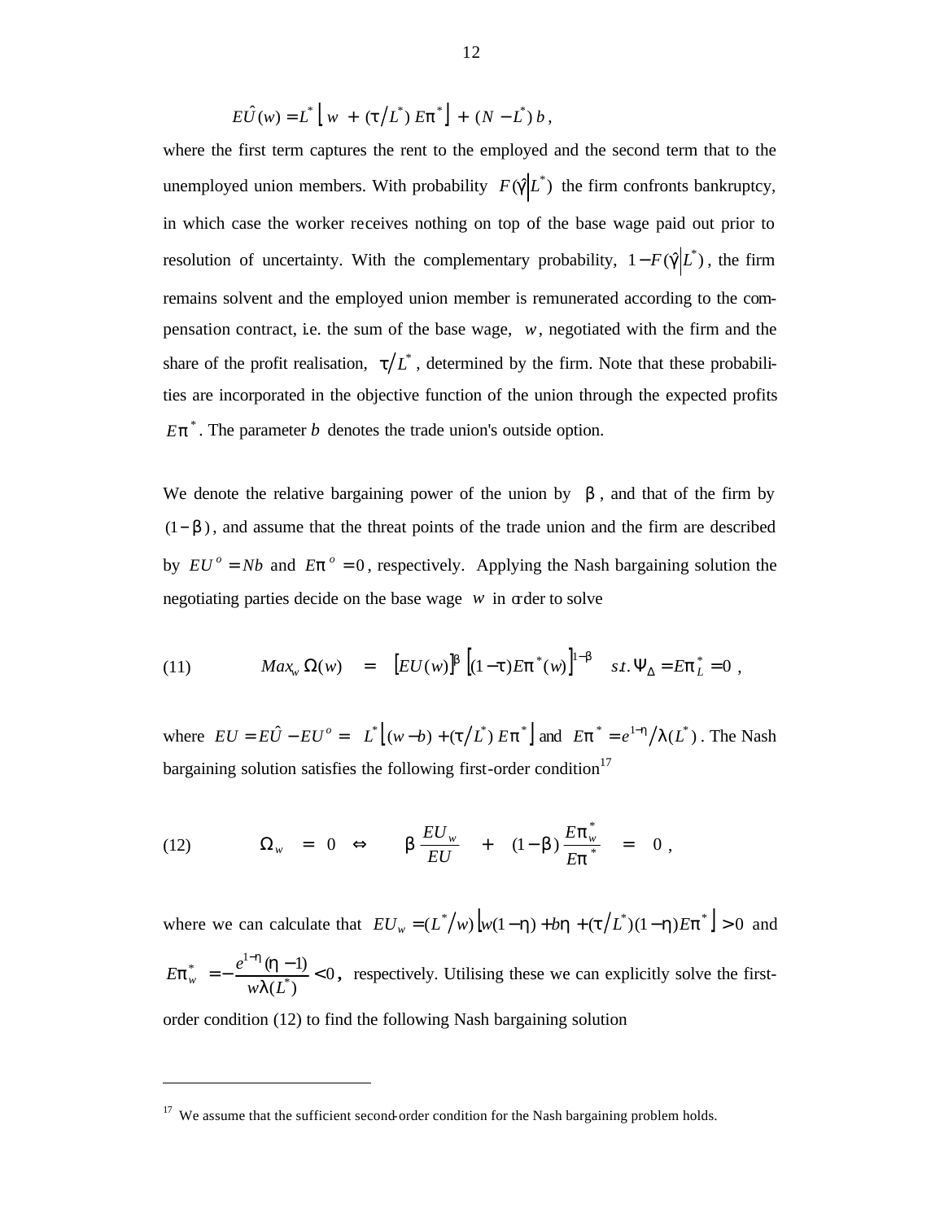$$E\hat{U}(w) = L^* \left[ w + (\tau / L^*) \, E\pi^* \right] + (N - L^*) \, b \, ,$$

where the first term captures the rent to the employed and the second term that to the unemployed union members. With probability $F(\hat{\gamma} | L^*)$ the firm confronts bankruptcy, in which case the worker receives nothing on top of the base wage paid out prior to resolution of uncertainty. With the complementary probability, $1 - F(\hat{\gamma} | L^*)$, the firm remains solvent and the employed union member is remunerated according to the compensation contract, i.e. the sum of the base wage, $w$, negotiated with the firm and the share of the profit realisation, $\tau / L^*$, determined by the firm. Note that these probabilities are incorporated in the objective function of the union through the expected profits $E\pi^*$. The parameter $b$ denotes the trade union's outside option.

We denote the relative bargaining power of the union by $\beta$, and that of the firm by $(1 - \beta)$, and assume that the threat points of the trade union and the firm are described by $EU^o = Nb$ and $E\pi^o = 0$, respectively. Applying the Nash bargaining solution the negotiating parties decide on the base wage $w$ in order to solve

$$\text{(11)} \qquad Max_w \, \Omega(w) \quad = \quad \left[ EU(w) \right]^{\beta} \left[ (1 - \tau) E\pi^*(w) \right]^{1-\beta} \quad s.t. \, \Psi_{\Delta} = E\pi_L^* = 0 \, ,$$

where $EU = E\hat{U} - EU^o = \; L^* \left[ (w - b) + (\tau / L^*) \, E\pi^* \right]$ and $E\pi^* = e^{1-\eta} / \lambda(L^*)$. The Nash bargaining solution satisfies the following first-order condition[17]

$$\text{(12)} \qquad \Omega_w \quad = \quad 0 \quad \Leftrightarrow \qquad \beta \, \frac{EU_w}{EU} \quad + \quad (1 - \beta) \, \frac{E\pi_w^*}{E\pi^*} \quad = \quad 0 \, ,$$

where we can calculate that $EU_w = (L^* / w) \left[ w(1 - \eta) + b\eta + (\tau / L^*)(1 - \eta) E\pi^* \right] > 0$ and $E\pi_w^* = - \dfrac{e^{1-\eta} (\eta - 1)}{w \lambda(L^*)} < 0$, respectively. Utilising these we can explicitly solve the first-order condition (12) to find the following Nash bargaining solution

---

[17] We assume that the sufficient second-order condition for the Nash bargaining problem holds.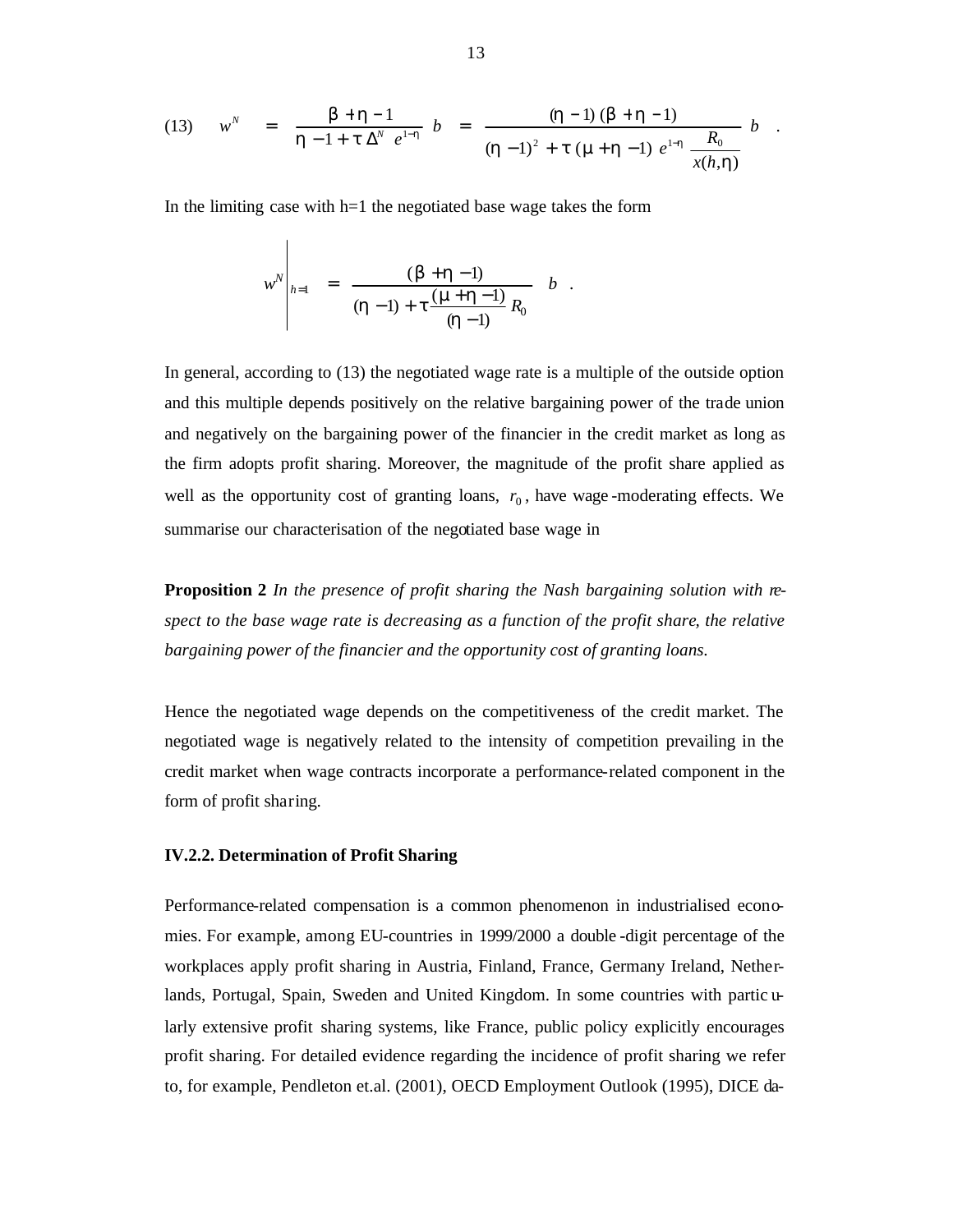$$\text{(13)} \quad w^N = \frac{\beta + \eta - 1}{\eta - 1 + \tau \Delta^N e^{1-\eta}} \, b = \frac{(\eta - 1)(\beta + \eta - 1)}{(\eta - 1)^2 + \tau (\mu + \eta - 1) e^{1-\eta} \dfrac{R_0}{x(h,\eta)}} \, b \quad .$$

In the limiting case with h=1 the negotiated base wage takes the form

$$w^N \Big|_{h=1} = \frac{(\beta + \eta - 1)}{(\eta - 1) + \tau \dfrac{(\mu + \eta - 1)}{(\eta - 1)} R_0} \, b \quad .$$

In general, according to (13) the negotiated wage rate is a multiple of the outside option and this multiple depends positively on the relative bargaining power of the trade union and negatively on the bargaining power of the financier in the credit market as long as the firm adopts profit sharing. Moreover, the magnitude of the profit share applied as well as the opportunity cost of granting loans, $r_0$, have wage-moderating effects. We summarise our characterisation of the negotiated base wage in

**Proposition 2** *In the presence of profit sharing the Nash bargaining solution with respect to the base wage rate is decreasing as a function of the profit share, the relative bargaining power of the financier and the opportunity cost of granting loans.*

Hence the negotiated wage depends on the competitiveness of the credit market. The negotiated wage is negatively related to the intensity of competition prevailing in the credit market when wage contracts incorporate a performance-related component in the form of profit sharing.

#### IV.2.2. Determination of Profit Sharing

Performance-related compensation is a common phenomenon in industrialised economies. For example, among EU-countries in 1999/2000 a double-digit percentage of the workplaces apply profit sharing in Austria, Finland, France, Germany Ireland, Netherlands, Portugal, Spain, Sweden and United Kingdom. In some countries with particularly extensive profit sharing systems, like France, public policy explicitly encourages profit sharing. For detailed evidence regarding the incidence of profit sharing we refer to, for example, Pendleton et.al. (2001), OECD Employment Outlook (1995), DICE da-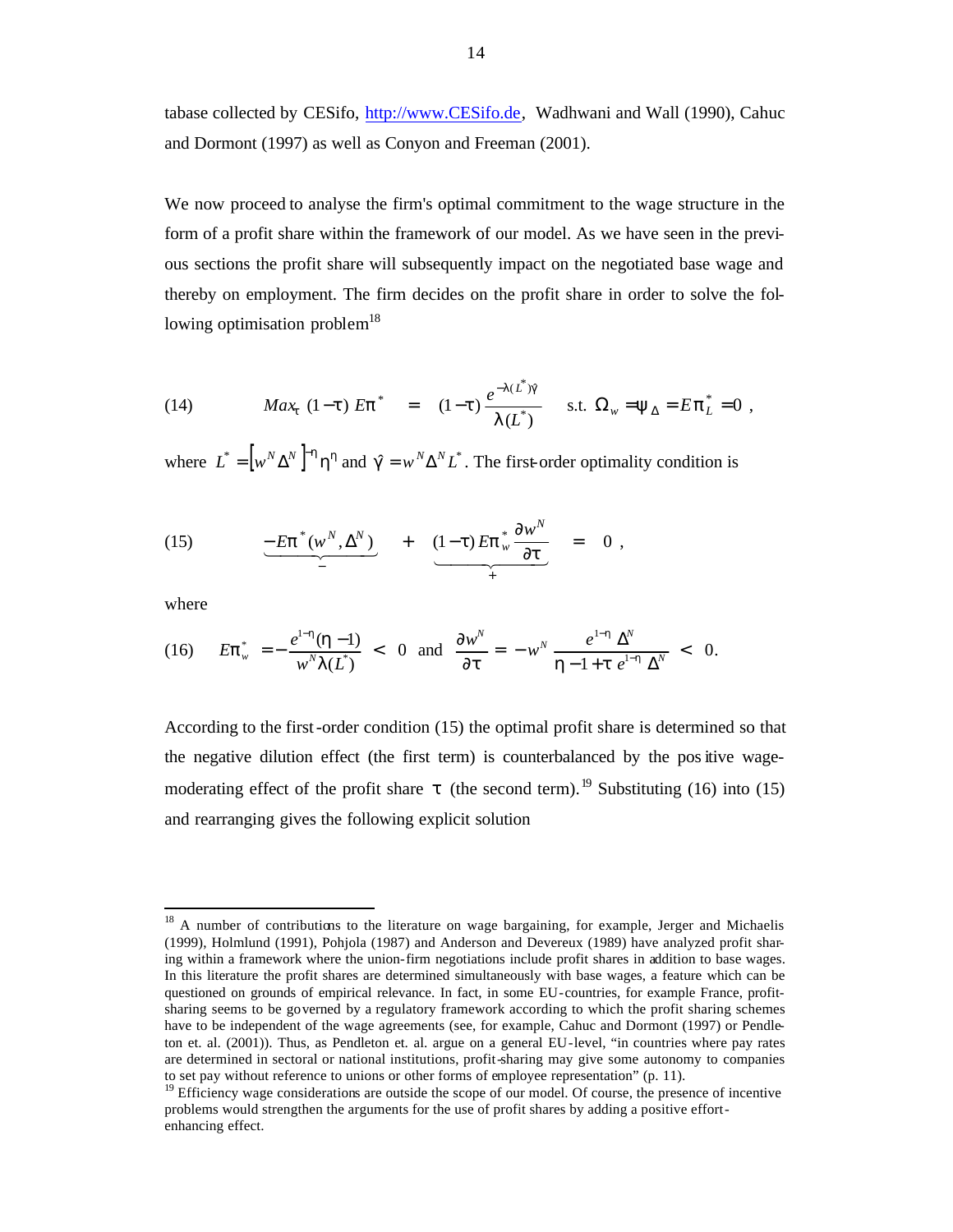tabase collected by CESifo, http://www.CESifo.de, Wadhwani and Wall (1990), Cahuc and Dormont (1997) as well as Conyon and Freeman (2001).

We now proceed to analyse the firm's optimal commitment to the wage structure in the form of a profit share within the framework of our model. As we have seen in the previous sections the profit share will subsequently impact on the negotiated base wage and thereby on employment. The firm decides on the profit share in order to solve the following optimisation problem[18]

$$(14) \qquad Max_{\tau}\ (1-\tau)\, E\pi^{*} \quad = \quad (1-\tau)\,\frac{e^{-\lambda(L^{*})\hat{\gamma}}}{\lambda(L^{*})} \qquad \text{s.t. } \Omega_{w} = \psi_{\Delta} = E\pi_{L}^{*} = 0\ ,$$

where $L^{*} = \left[w^{N}\Delta^{N}\right]^{-\eta}\eta^{\eta}$ and $\hat{\gamma} = w^{N}\Delta^{N}L^{*}$. The first-order optimality condition is

$$(15) \qquad \underbrace{-E\pi^{*}(w^{N},\Delta^{N})}_{-} \quad + \quad \underbrace{(1-\tau)\,E\pi_{w}^{*}\,\frac{\partial w^{N}}{\partial \tau}}_{+} \quad = \quad 0\ ,$$

where

$$(16) \qquad E\pi_{w}^{*} = -\frac{e^{1-\eta}(\eta-1)}{w^{N}\lambda(L^{*})} < 0 \quad \text{and} \quad \frac{\partial w^{N}}{\partial \tau} = -w^{N}\,\frac{e^{1-\eta}\,\Delta^{N}}{\eta-1+\tau\, e^{1-\eta}\,\Delta^{N}} < 0.$$

According to the first-order condition (15) the optimal profit share is determined so that the negative dilution effect (the first term) is counterbalanced by the positive wage-moderating effect of the profit share $\tau$ (the second term).[19] Substituting (16) into (15) and rearranging gives the following explicit solution

---

[18] A number of contributions to the literature on wage bargaining, for example, Jerger and Michaelis (1999), Holmlund (1991), Pohjola (1987) and Anderson and Devereux (1989) have analyzed profit sharing within a framework where the union-firm negotiations include profit shares in addition to base wages. In this literature the profit shares are determined simultaneously with base wages, a feature which can be questioned on grounds of empirical relevance. In fact, in some EU-countries, for example France, profit-sharing seems to be governed by a regulatory framework according to which the profit sharing schemes have to be independent of the wage agreements (see, for example, Cahuc and Dormont (1997) or Pendleton et. al. (2001)). Thus, as Pendleton et. al. argue on a general EU-level, "in countries where pay rates are determined in sectoral or national institutions, profit-sharing may give some autonomy to companies to set pay without reference to unions or other forms of employee representation" (p. 11).

[19] Efficiency wage considerations are outside the scope of our model. Of course, the presence of incentive problems would strengthen the arguments for the use of profit shares by adding a positive effort-enhancing effect.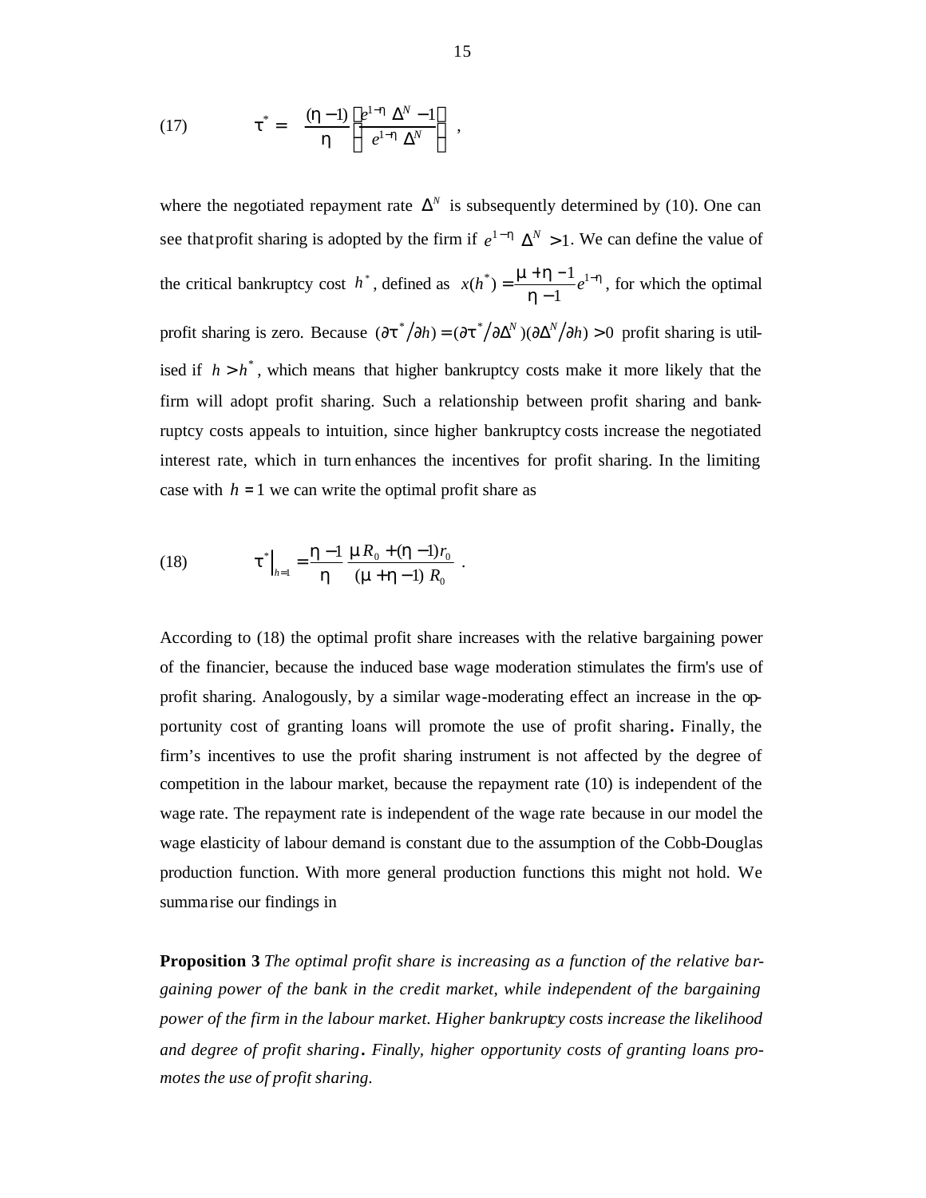$$\tau^* = \frac{(\eta - 1)}{\eta}\left(\frac{e^{1-\eta}\,\Delta^N - 1}{e^{1-\eta}\,\Delta^N}\right) , \tag{17}$$

where the negotiated repayment rate $\Delta^N$ is subsequently determined by (10). One can see that profit sharing is adopted by the firm if $e^{1-\eta}\,\Delta^N > 1$. We can define the value of the critical bankruptcy cost $h^*$, defined as $x(h^*) = \dfrac{\mu + \eta - 1}{\eta - 1}e^{1-\eta}$, for which the optimal profit sharing is zero. Because $(\partial\tau^*/\partial h) = (\partial\tau^*/\partial\Delta^N)(\partial\Delta^N/\partial h) > 0$ profit sharing is utilised if $h > h^*$, which means that higher bankruptcy costs make it more likely that the firm will adopt profit sharing. Such a relationship between profit sharing and bankruptcy costs appeals to intuition, since higher bankruptcy costs increase the negotiated interest rate, which in turn enhances the incentives for profit sharing. In the limiting case with $h = 1$ we can write the optimal profit share as

$$\tau^*\Big|_{h=1} = \frac{\eta - 1}{\eta}\,\frac{\mu R_0 + (\eta - 1)r_0}{(\mu + \eta - 1)\,R_0} . \tag{18}$$

According to (18) the optimal profit share increases with the relative bargaining power of the financier, because the induced base wage moderation stimulates the firm's use of profit sharing. Analogously, by a similar wage-moderating effect an increase in the opportunity cost of granting loans will promote the use of profit sharing**.** Finally, the firm's incentives to use the profit sharing instrument is not affected by the degree of competition in the labour market, because the repayment rate (10) is independent of the wage rate. The repayment rate is independent of the wage rate because in our model the wage elasticity of labour demand is constant due to the assumption of the Cobb-Douglas production function. With more general production functions this might not hold. We summarise our findings in

**Proposition 3** *The optimal profit share is increasing as a function of the relative bargaining power of the bank in the credit market, while independent of the bargaining power of the firm in the labour market. Higher bankruptcy costs increase the likelihood and degree of profit sharing. Finally, higher opportunity costs of granting loans promotes the use of profit sharing.*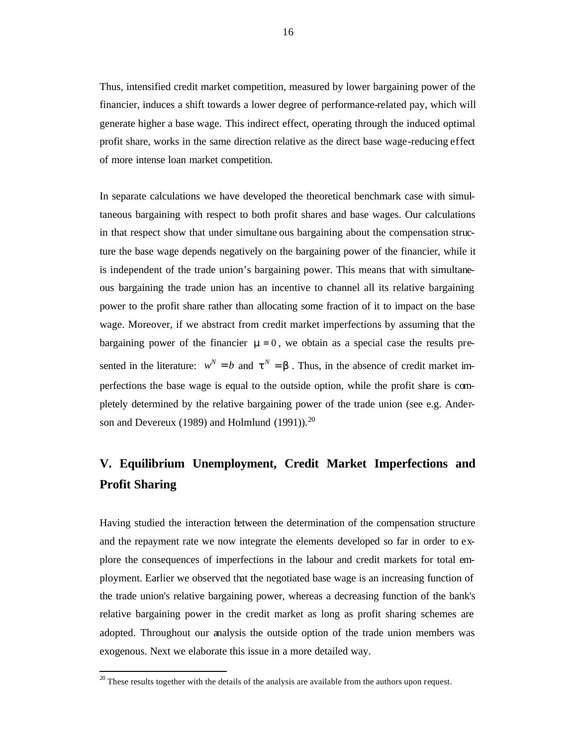Thus, intensified credit market competition, measured by lower bargaining power of the financier, induces a shift towards a lower degree of performance-related pay, which will generate higher a base wage. This indirect effect, operating through the induced optimal profit share, works in the same direction relative as the direct base wage-reducing effect of more intense loan market competition.

In separate calculations we have developed the theoretical benchmark case with simultaneous bargaining with respect to both profit shares and base wages. Our calculations in that respect show that under simultaneous bargaining about the compensation structure the base wage depends negatively on the bargaining power of the financier, while it is independent of the trade union's bargaining power. This means that with simultaneous bargaining the trade union has an incentive to channel all its relative bargaining power to the profit share rather than allocating some fraction of it to impact on the base wage. Moreover, if we abstract from credit market imperfections by assuming that the bargaining power of the financier $\mu = 0$, we obtain as a special case the results presented in the literature: $w^N = b$ and $\tau^N = \beta$. Thus, in the absence of credit market imperfections the base wage is equal to the outside option, while the profit share is completely determined by the relative bargaining power of the trade union (see e.g. Anderson and Devereux (1989) and Holmlund (1991)).[20]

## V. Equilibrium Unemployment, Credit Market Imperfections and Profit Sharing

Having studied the interaction between the determination of the compensation structure and the repayment rate we now integrate the elements developed so far in order to explore the consequences of imperfections in the labour and credit markets for total employment. Earlier we observed that the negotiated base wage is an increasing function of the trade union's relative bargaining power, whereas a decreasing function of the bank's relative bargaining power in the credit market as long as profit sharing schemes are adopted. Throughout our analysis the outside option of the trade union members was exogenous. Next we elaborate this issue in a more detailed way.

[20] These results together with the details of the analysis are available from the authors upon request.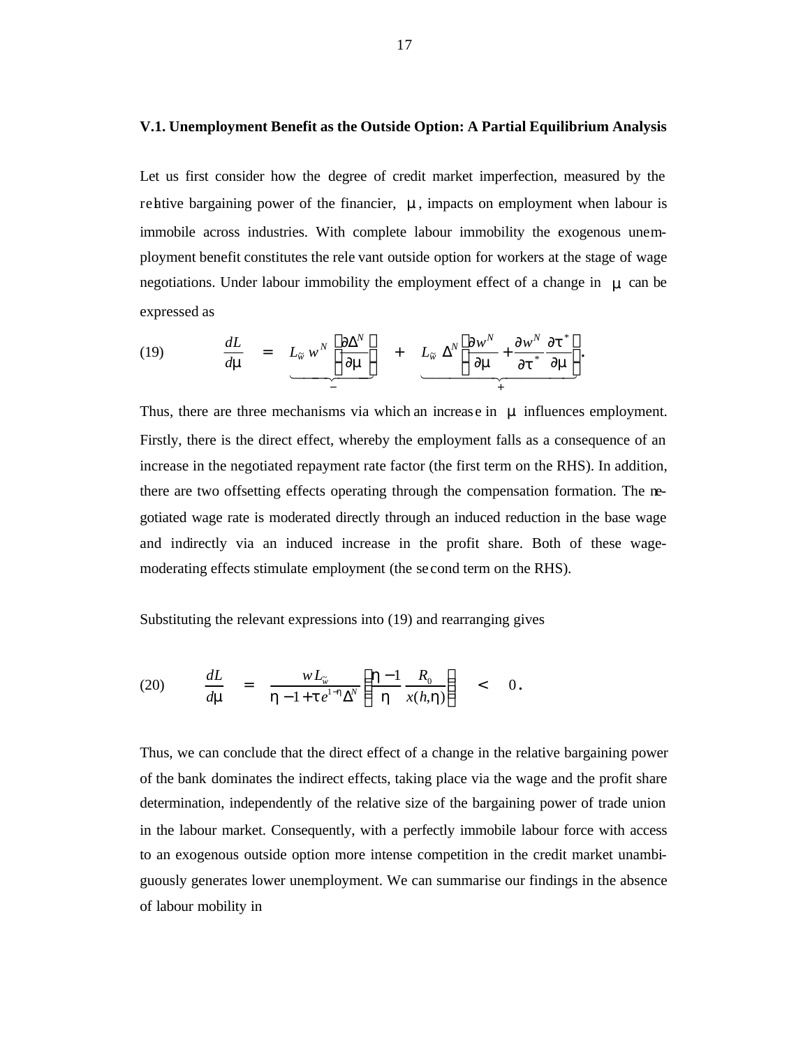### V.1. Unemployment Benefit as the Outside Option: A Partial Equilibrium Analysis

Let us first consider how the degree of credit market imperfection, measured by the relative bargaining power of the financier, $\mu$, impacts on employment when labour is immobile across industries. With complete labour immobility the exogenous unemployment benefit constitutes the relevant outside option for workers at the stage of wage negotiations. Under labour immobility the employment effect of a change in $\mu$ can be expressed as

$$\text{(19)} \qquad \frac{dL}{d\mu} = \underbrace{L_{\tilde{w}}\, w^N \left[\frac{\partial \Delta^N}{\partial \mu}\right]}_{-} + \underbrace{L_{\tilde{w}}\, \Delta^N \left[\frac{\partial w^N}{\partial \mu} + \frac{\partial w^N}{\partial \tau^*}\frac{\partial \tau^*}{\partial \mu}\right]}_{+}.$$

Thus, there are three mechanisms via which an increase in $\mu$ influences employment. Firstly, there is the direct effect, whereby the employment falls as a consequence of an increase in the negotiated repayment rate factor (the first term on the RHS). In addition, there are two offsetting effects operating through the compensation formation. The negotiated wage rate is moderated directly through an induced reduction in the base wage and indirectly via an induced increase in the profit share. Both of these wage-moderating effects stimulate employment (the second term on the RHS).

Substituting the relevant expressions into (19) and rearranging gives

$$\text{(20)} \qquad \frac{dL}{d\mu} = \frac{wL_{\tilde{w}}}{\eta - 1 + \tau e^{1-\eta}\Delta^N}\left[\frac{\eta - 1}{\eta}\frac{R_0}{x(h,\eta)}\right] < 0.$$

Thus, we can conclude that the direct effect of a change in the relative bargaining power of the bank dominates the indirect effects, taking place via the wage and the profit share determination, independently of the relative size of the bargaining power of trade union in the labour market. Consequently, with a perfectly immobile labour force with access to an exogenous outside option more intense competition in the credit market unambiguously generates lower unemployment. We can summarise our findings in the absence of labour mobility in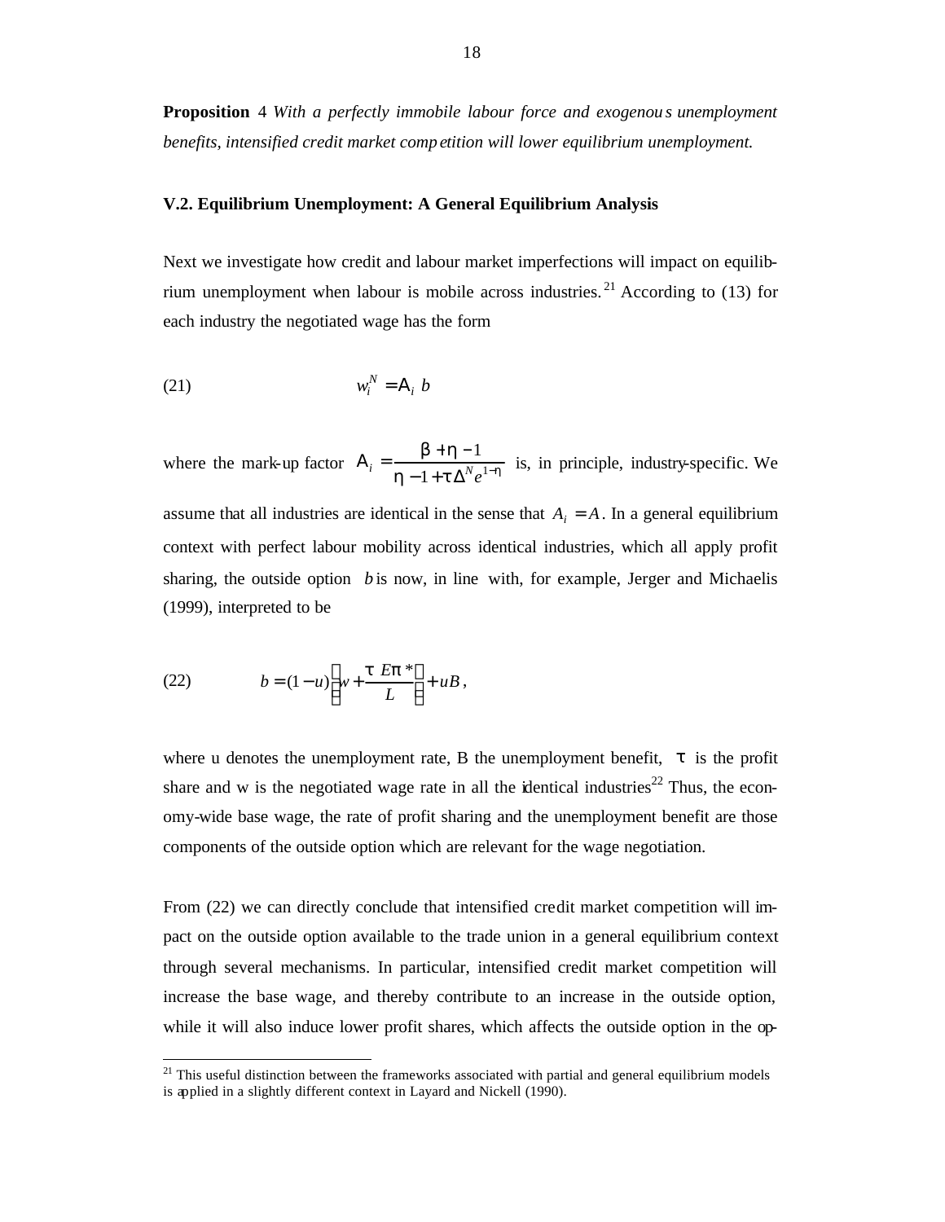**Proposition** 4 *With a perfectly immobile labour force and exogenous unemployment benefits, intensified credit market competition will lower equilibrium unemployment.*

### V.2. Equilibrium Unemployment: A General Equilibrium Analysis

Next we investigate how credit and labour market imperfections will impact on equilibrium unemployment when labour is mobile across industries.[21] According to (13) for each industry the negotiated wage has the form

$$w_i^N = A_i \, b \tag{21}$$

where the mark-up factor $A_i = \dfrac{\beta + \eta - 1}{\eta - 1 + \tau \Delta^N e^{1-\eta}}$ is, in principle, industry-specific. We assume that all industries are identical in the sense that $A_i = A$. In a general equilibrium context with perfect labour mobility across identical industries, which all apply profit sharing, the outside option $b$ is now, in line with, for example, Jerger and Michaelis (1999), interpreted to be

$$b = (1-u)\left(w + \frac{\tau \, E\pi^*}{L}\right) + uB, \tag{22}$$

where u denotes the unemployment rate, B the unemployment benefit, $\tau$ is the profit share and w is the negotiated wage rate in all the identical industries[22] Thus, the economy-wide base wage, the rate of profit sharing and the unemployment benefit are those components of the outside option which are relevant for the wage negotiation.

From (22) we can directly conclude that intensified credit market competition will impact on the outside option available to the trade union in a general equilibrium context through several mechanisms. In particular, intensified credit market competition will increase the base wage, and thereby contribute to an increase in the outside option, while it will also induce lower profit shares, which affects the outside option in the op-

---

[21] This useful distinction between the frameworks associated with partial and general equilibrium models is applied in a slightly different context in Layard and Nickell (1990).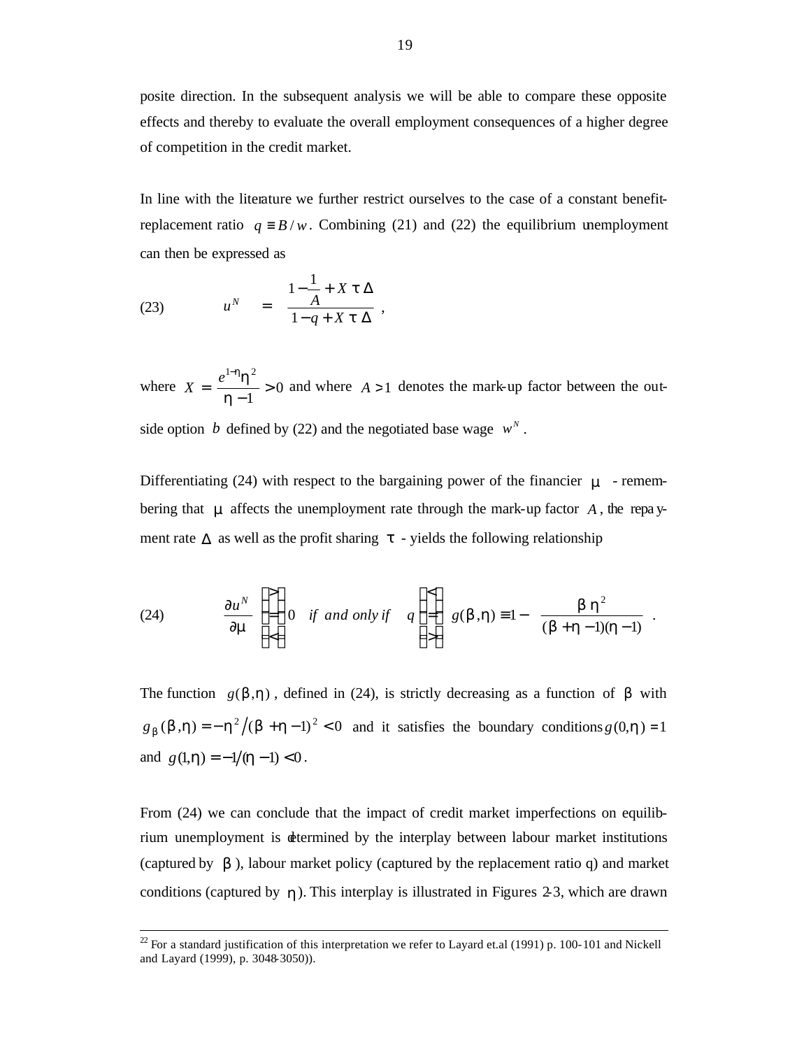posite direction. In the subsequent analysis we will be able to compare these opposite effects and thereby to evaluate the overall employment consequences of a higher degree of competition in the credit market.

In line with the literature we further restrict ourselves to the case of a constant benefit-replacement ratio $q \equiv B/w$. Combining (21) and (22) the equilibrium unemployment can then be expressed as

$$(23) \qquad u^N = \frac{1 - \frac{1}{A} + X\,\tau\,\Delta}{1 - q + X\,\tau\,\Delta} \,,$$

where $X = \frac{e^{1-\eta}\eta^2}{\eta - 1} > 0$ and where $A > 1$ denotes the mark-up factor between the outside option $b$ defined by (22) and the negotiated base wage $w^N$.

Differentiating (24) with respect to the bargaining power of the financier $\mu$ - remembering that $\mu$ affects the unemployment rate through the mark-up factor $A$, the repayment rate $\Delta$ as well as the profit sharing $\tau$ - yields the following relationship

$$(24) \qquad \frac{\partial u^N}{\partial \mu} \begin{Bmatrix} > \\ = \\ < \end{Bmatrix} 0 \quad \textit{if and only if} \quad q \begin{Bmatrix} < \\ = \\ > \end{Bmatrix} g(\beta,\eta) \equiv 1 - \frac{\beta\,\eta^2}{(\beta + \eta - 1)(\eta - 1)} \;.$$

The function $g(\beta,\eta)$, defined in (24), is strictly decreasing as a function of $\beta$ with $g_\beta(\beta,\eta) = -\eta^2 \big/ (\beta + \eta - 1)^2 < 0$ and it satisfies the boundary conditions $g(0,\eta) = 1$ and $g(1,\eta) = -1 \big/ (\eta - 1) < 0$.

From (24) we can conclude that the impact of credit market imperfections on equilibrium unemployment is determined by the interplay between labour market institutions (captured by $\beta$), labour market policy (captured by the replacement ratio q) and market conditions (captured by $\eta$). This interplay is illustrated in Figures 2-3, which are drawn

[22] For a standard justification of this interpretation we refer to Layard et.al (1991) p. 100-101 and Nickell and Layard (1999), p. 3048-3050)).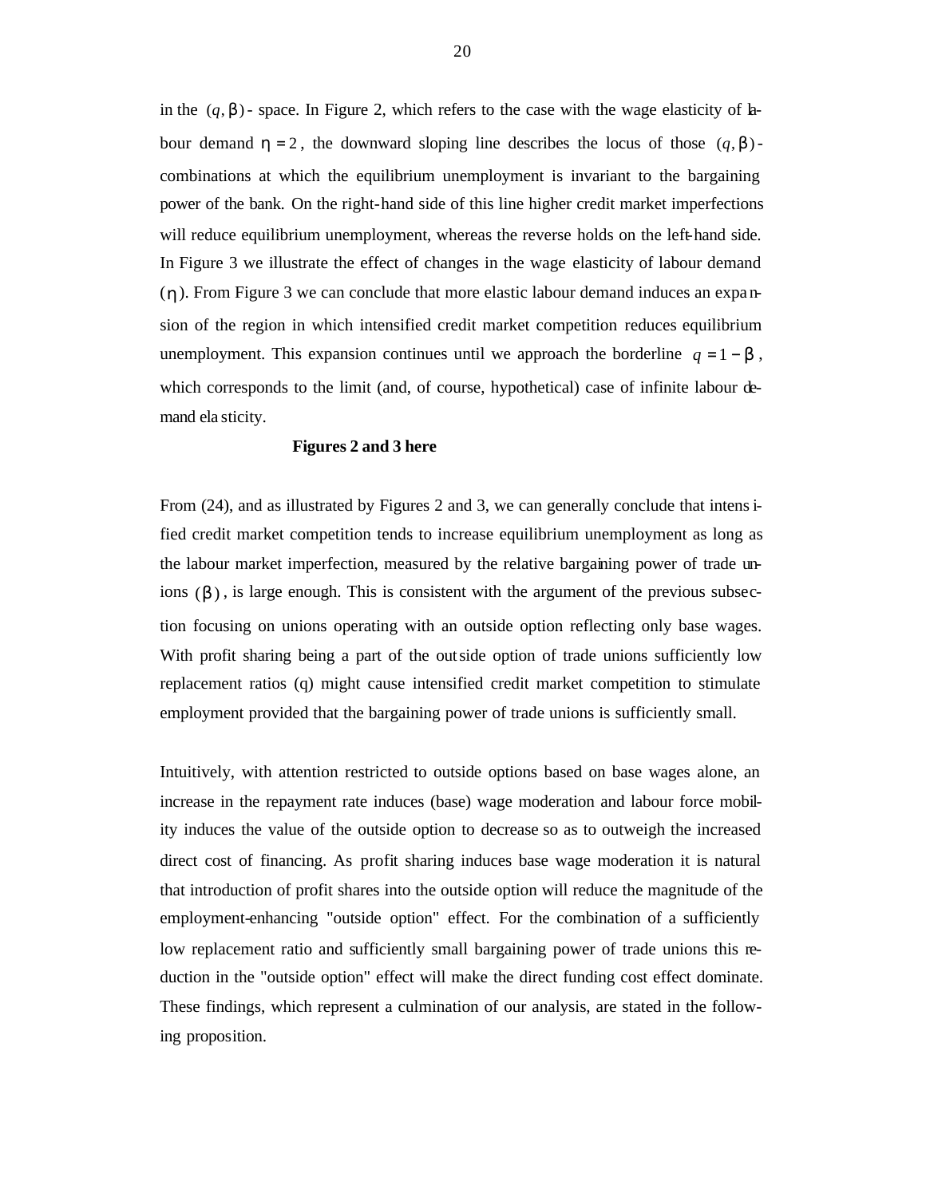in the $(q, \beta)$ - space. In Figure 2, which refers to the case with the wage elasticity of labour demand $\eta = 2$, the downward sloping line describes the locus of those $(q, \beta)$ - combinations at which the equilibrium unemployment is invariant to the bargaining power of the bank. On the right-hand side of this line higher credit market imperfections will reduce equilibrium unemployment, whereas the reverse holds on the left-hand side. In Figure 3 we illustrate the effect of changes in the wage elasticity of labour demand $(\eta)$. From Figure 3 we can conclude that more elastic labour demand induces an expansion of the region in which intensified credit market competition reduces equilibrium unemployment. This expansion continues until we approach the borderline $q = 1 - \beta$, which corresponds to the limit (and, of course, hypothetical) case of infinite labour demand elasticity.

**Figures 2 and 3 here**

From (24), and as illustrated by Figures 2 and 3, we can generally conclude that intensified credit market competition tends to increase equilibrium unemployment as long as the labour market imperfection, measured by the relative bargaining power of trade unions $(\beta)$, is large enough. This is consistent with the argument of the previous subsection focusing on unions operating with an outside option reflecting only base wages. With profit sharing being a part of the outside option of trade unions sufficiently low replacement ratios (q) might cause intensified credit market competition to stimulate employment provided that the bargaining power of trade unions is sufficiently small.

Intuitively, with attention restricted to outside options based on base wages alone, an increase in the repayment rate induces (base) wage moderation and labour force mobility induces the value of the outside option to decrease so as to outweigh the increased direct cost of financing. As profit sharing induces base wage moderation it is natural that introduction of profit shares into the outside option will reduce the magnitude of the employment-enhancing "outside option" effect. For the combination of a sufficiently low replacement ratio and sufficiently small bargaining power of trade unions this reduction in the "outside option" effect will make the direct funding cost effect dominate. These findings, which represent a culmination of our analysis, are stated in the following proposition.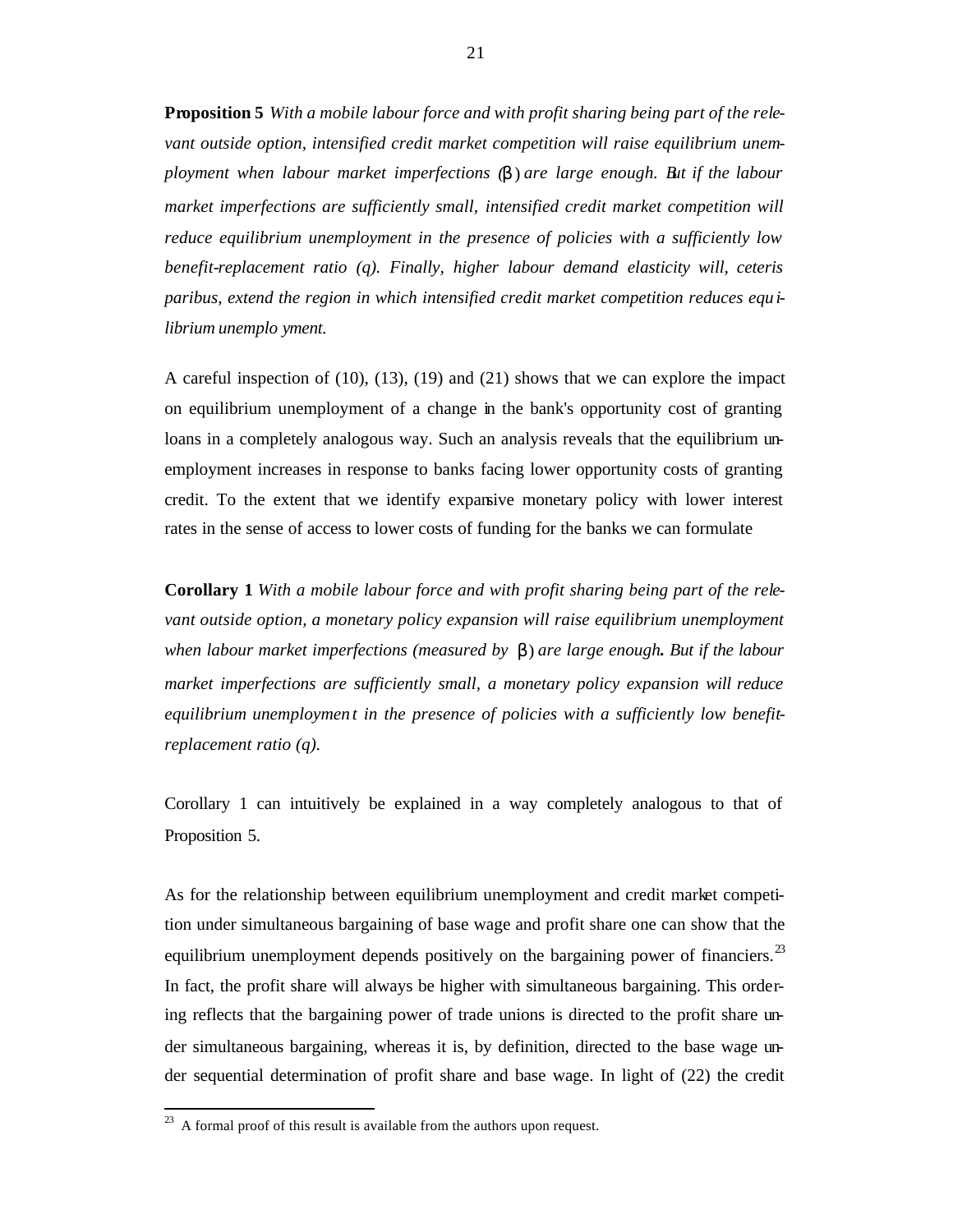**Proposition 5** *With a mobile labour force and with profit sharing being part of the relevant outside option, intensified credit market competition will raise equilibrium unemployment when labour market imperfections ($\beta$) are large enough. But if the labour market imperfections are sufficiently small, intensified credit market competition will reduce equilibrium unemployment in the presence of policies with a sufficiently low benefit-replacement ratio (q). Finally, higher labour demand elasticity will, ceteris paribus, extend the region in which intensified credit market competition reduces equilibrium unemployment.*

A careful inspection of (10), (13), (19) and (21) shows that we can explore the impact on equilibrium unemployment of a change in the bank's opportunity cost of granting loans in a completely analogous way. Such an analysis reveals that the equilibrium unemployment increases in response to banks facing lower opportunity costs of granting credit. To the extent that we identify expansive monetary policy with lower interest rates in the sense of access to lower costs of funding for the banks we can formulate

**Corollary 1** *With a mobile labour force and with profit sharing being part of the relevant outside option, a monetary policy expansion will raise equilibrium unemployment when labour market imperfections (measured by $\beta$) are large enough. But if the labour market imperfections are sufficiently small, a monetary policy expansion will reduce equilibrium unemployment in the presence of policies with a sufficiently low benefit-replacement ratio (q).*

Corollary 1 can intuitively be explained in a way completely analogous to that of Proposition 5.

As for the relationship between equilibrium unemployment and credit market competition under simultaneous bargaining of base wage and profit share one can show that the equilibrium unemployment depends positively on the bargaining power of financiers.[23] In fact, the profit share will always be higher with simultaneous bargaining. This ordering reflects that the bargaining power of trade unions is directed to the profit share under simultaneous bargaining, whereas it is, by definition, directed to the base wage under sequential determination of profit share and base wage. In light of (22) the credit

[23] A formal proof of this result is available from the authors upon request.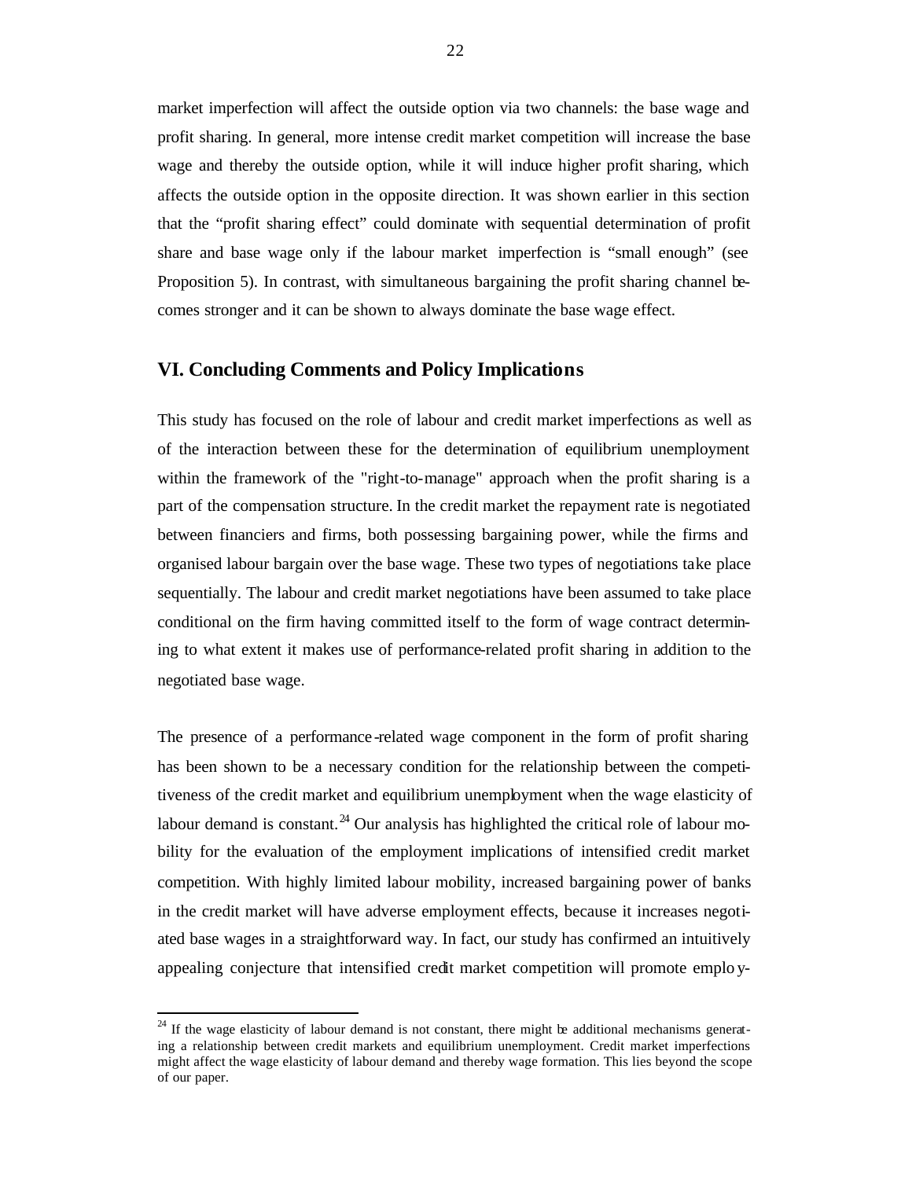market imperfection will affect the outside option via two channels: the base wage and profit sharing. In general, more intense credit market competition will increase the base wage and thereby the outside option, while it will induce higher profit sharing, which affects the outside option in the opposite direction. It was shown earlier in this section that the "profit sharing effect" could dominate with sequential determination of profit share and base wage only if the labour market imperfection is "small enough" (see Proposition 5). In contrast, with simultaneous bargaining the profit sharing channel becomes stronger and it can be shown to always dominate the base wage effect.

## VI. Concluding Comments and Policy Implications

This study has focused on the role of labour and credit market imperfections as well as of the interaction between these for the determination of equilibrium unemployment within the framework of the "right-to-manage" approach when the profit sharing is a part of the compensation structure. In the credit market the repayment rate is negotiated between financiers and firms, both possessing bargaining power, while the firms and organised labour bargain over the base wage. These two types of negotiations take place sequentially. The labour and credit market negotiations have been assumed to take place conditional on the firm having committed itself to the form of wage contract determining to what extent it makes use of performance-related profit sharing in addition to the negotiated base wage.

The presence of a performance-related wage component in the form of profit sharing has been shown to be a necessary condition for the relationship between the competitiveness of the credit market and equilibrium unemployment when the wage elasticity of labour demand is constant.[24] Our analysis has highlighted the critical role of labour mobility for the evaluation of the employment implications of intensified credit market competition. With highly limited labour mobility, increased bargaining power of banks in the credit market will have adverse employment effects, because it increases negotiated base wages in a straightforward way. In fact, our study has confirmed an intuitively appealing conjecture that intensified credit market competition will promote employ-

[24] If the wage elasticity of labour demand is not constant, there might be additional mechanisms generating a relationship between credit markets and equilibrium unemployment. Credit market imperfections might affect the wage elasticity of labour demand and thereby wage formation. This lies beyond the scope of our paper.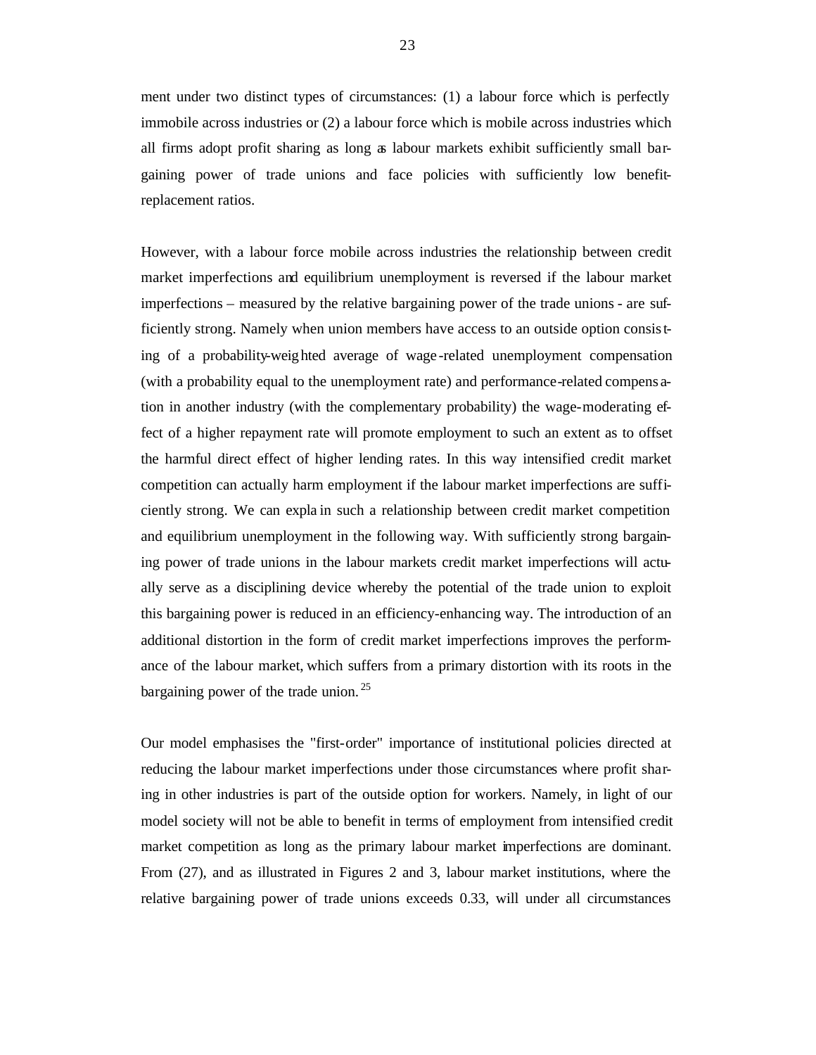ment under two distinct types of circumstances: (1) a labour force which is perfectly immobile across industries or (2) a labour force which is mobile across industries which all firms adopt profit sharing as long as labour markets exhibit sufficiently small bargaining power of trade unions and face policies with sufficiently low benefit-replacement ratios.

However, with a labour force mobile across industries the relationship between credit market imperfections and equilibrium unemployment is reversed if the labour market imperfections – measured by the relative bargaining power of the trade unions - are sufficiently strong. Namely when union members have access to an outside option consisting of a probability-weighted average of wage-related unemployment compensation (with a probability equal to the unemployment rate) and performance-related compensation in another industry (with the complementary probability) the wage-moderating effect of a higher repayment rate will promote employment to such an extent as to offset the harmful direct effect of higher lending rates. In this way intensified credit market competition can actually harm employment if the labour market imperfections are sufficiently strong. We can explain such a relationship between credit market competition and equilibrium unemployment in the following way. With sufficiently strong bargaining power of trade unions in the labour markets credit market imperfections will actually serve as a disciplining device whereby the potential of the trade union to exploit this bargaining power is reduced in an efficiency-enhancing way. The introduction of an additional distortion in the form of credit market imperfections improves the performance of the labour market, which suffers from a primary distortion with its roots in the bargaining power of the trade union.[25]

Our model emphasises the "first-order" importance of institutional policies directed at reducing the labour market imperfections under those circumstances where profit sharing in other industries is part of the outside option for workers. Namely, in light of our model society will not be able to benefit in terms of employment from intensified credit market competition as long as the primary labour market imperfections are dominant. From (27), and as illustrated in Figures 2 and 3, labour market institutions, where the relative bargaining power of trade unions exceeds 0.33, will under all circumstances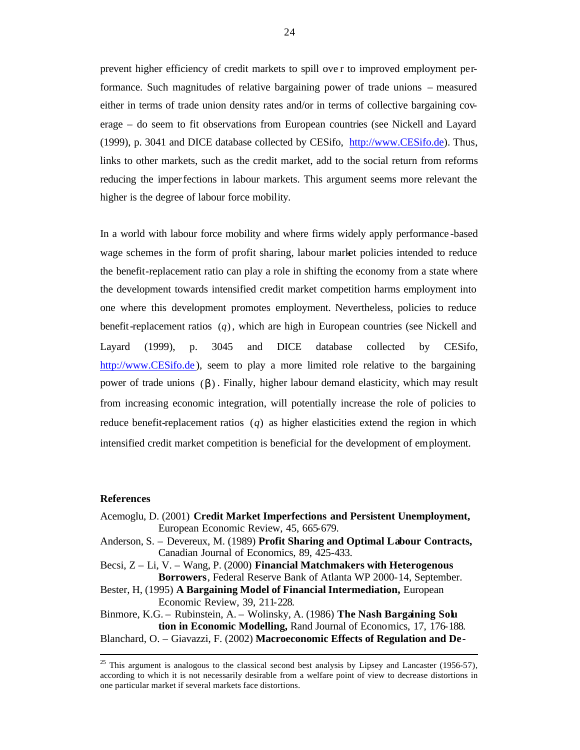prevent higher efficiency of credit markets to spill over to improved employment performance. Such magnitudes of relative bargaining power of trade unions – measured either in terms of trade union density rates and/or in terms of collective bargaining coverage – do seem to fit observations from European countries (see Nickell and Layard (1999), p. 3041 and DICE database collected by CESifo, http://www.CESifo.de). Thus, links to other markets, such as the credit market, add to the social return from reforms reducing the imperfections in labour markets. This argument seems more relevant the higher is the degree of labour force mobility.

In a world with labour force mobility and where firms widely apply performance-based wage schemes in the form of profit sharing, labour market policies intended to reduce the benefit-replacement ratio can play a role in shifting the economy from a state where the development towards intensified credit market competition harms employment into one where this development promotes employment. Nevertheless, policies to reduce benefit-replacement ratios $(q)$, which are high in European countries (see Nickell and Layard (1999), p. 3045 and DICE database collected by CESifo, http://www.CESifo.de), seem to play a more limited role relative to the bargaining power of trade unions $(\beta)$. Finally, higher labour demand elasticity, which may result from increasing economic integration, will potentially increase the role of policies to reduce benefit-replacement ratios $(q)$ as higher elasticities extend the region in which intensified credit market competition is beneficial for the development of employment.

## References

Acemoglu, D. (2001) **Credit Market Imperfections and Persistent Unemployment,** European Economic Review, 45, 665-679.

Anderson, S. – Devereux, M. (1989) **Profit Sharing and Optimal Labour Contracts,** Canadian Journal of Economics, 89, 425-433.

Becsi, Z – Li, V. – Wang, P. (2000) **Financial Matchmakers with Heterogenous Borrowers**, Federal Reserve Bank of Atlanta WP 2000-14, September.

Bester, H, (1995) **A Bargaining Model of Financial Intermediation,** European Economic Review, 39, 211-228.

Binmore, K.G. – Rubinstein, A. – Wolinsky, A. (1986) **The Nash Bargaining Solution in Economic Modelling,** Rand Journal of Economics, 17, 176-188.

Blanchard, O. – Giavazzi, F. (2002) **Macroeconomic Effects of Regulation and De-**

---

[25] This argument is analogous to the classical second best analysis by Lipsey and Lancaster (1956-57), according to which it is not necessarily desirable from a welfare point of view to decrease distortions in one particular market if several markets face distortions.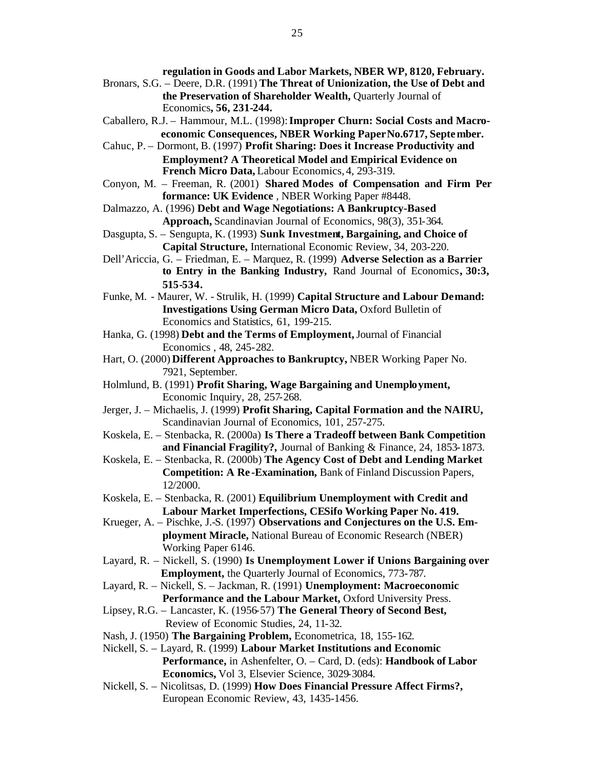**regulation in Goods and Labor Markets, NBER WP, 8120, February.**

Bronars, S.G. – Deere, D.R. (1991) **The Threat of Unionization, the Use of Debt and the Preservation of Shareholder Wealth,** Quarterly Journal of Economics**, 56, 231-244.**

Caballero, R.J. – Hammour, M.L. (1998): **Improper Churn: Social Costs and Macro-economic Consequences, NBER Working Paper No.6717, September.**

Cahuc, P. – Dormont, B. (1997) **Profit Sharing: Does it Increase Productivity and Employment? A Theoretical Model and Empirical Evidence on French Micro Data,** Labour Economics, 4, 293-319.

Conyon, M. – Freeman, R. (2001) **Shared Modes of Compensation and Firm Per formance: UK Evidence** , NBER Working Paper #8448.

Dalmazzo, A. (1996) **Debt and Wage Negotiations: A Bankruptcy-Based Approach,** Scandinavian Journal of Economics, 98(3), 351-364.

Dasgupta, S. – Sengupta, K. (1993) **Sunk Investment, Bargaining, and Choice of Capital Structure,** International Economic Review, 34, 203-220.

Dell'Ariccia, G. – Friedman, E. – Marquez, R. (1999) **Adverse Selection as a Barrier to Entry in the Banking Industry,** Rand Journal of Economics**, 30:3, 515-534.**

Funke, M. - Maurer, W. - Strulik, H. (1999) **Capital Structure and Labour Demand: Investigations Using German Micro Data,** Oxford Bulletin of Economics and Statistics, 61, 199-215.

Hanka, G. (1998) **Debt and the Terms of Employment,** Journal of Financial Economics , 48, 245-282.

Hart, O. (2000) **Different Approaches to Bankruptcy,** NBER Working Paper No. 7921, September.

Holmlund, B. (1991) **Profit Sharing, Wage Bargaining and Unemployment,** Economic Inquiry, 28, 257-268.

Jerger, J. – Michaelis, J. (1999) **Profit Sharing, Capital Formation and the NAIRU,** Scandinavian Journal of Economics, 101, 257-275.

Koskela, E. – Stenbacka, R. (2000a) **Is There a Tradeoff between Bank Competition and Financial Fragility?,** Journal of Banking & Finance, 24, 1853-1873.

Koskela, E. – Stenbacka, R. (2000b) **The Agency Cost of Debt and Lending Market Competition: A Re-Examination,** Bank of Finland Discussion Papers, 12/2000.

Koskela, E. – Stenbacka, R. (2001) **Equilibrium Unemployment with Credit and Labour Market Imperfections, CESifo Working Paper No. 419.**

Krueger, A. – Pischke, J.-S. (1997) **Observations and Conjectures on the U.S. Employment Miracle,** National Bureau of Economic Research (NBER) Working Paper 6146.

Layard, R. – Nickell, S. (1990) **Is Unemployment Lower if Unions Bargaining over Employment,** the Quarterly Journal of Economics, 773-787.

Layard, R. – Nickell, S. – Jackman, R. (1991) **Unemployment: Macroeconomic Performance and the Labour Market,** Oxford University Press.

Lipsey, R.G. – Lancaster, K. (1956-57) **The General Theory of Second Best,** Review of Economic Studies, 24, 11-32.

Nash, J. (1950) **The Bargaining Problem,** Econometrica, 18, 155-162.

Nickell, S. – Layard, R. (1999) **Labour Market Institutions and Economic Performance,** in Ashenfelter, O. – Card, D. (eds): **Handbook of Labor Economics,** Vol 3, Elsevier Science, 3029-3084.

Nickell, S. – Nicolitsas, D. (1999) **How Does Financial Pressure Affect Firms?,** European Economic Review, 43, 1435-1456.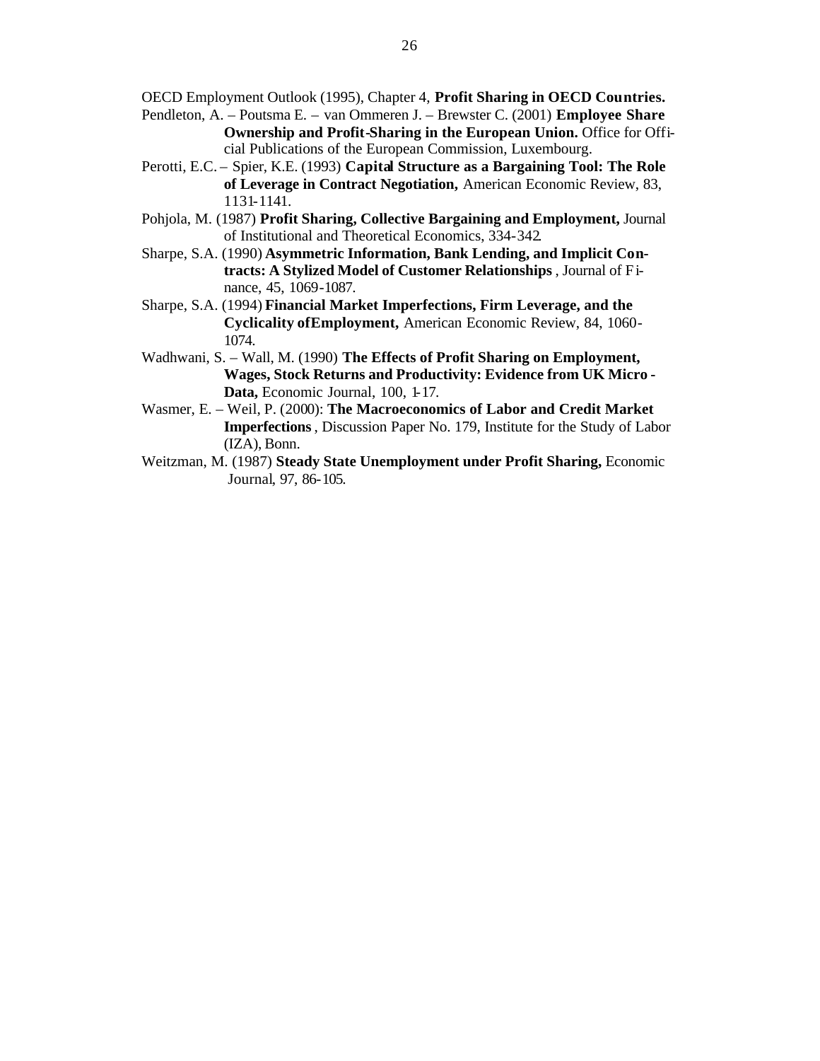OECD Employment Outlook (1995), Chapter 4, **Profit Sharing in OECD Countries.**

Pendleton, A. – Poutsma E. – van Ommeren J. – Brewster C. (2001) **Employee Share Ownership and Profit-Sharing in the European Union.** Office for Official Publications of the European Commission, Luxembourg.

Perotti, E.C. – Spier, K.E. (1993) **Capital Structure as a Bargaining Tool: The Role of Leverage in Contract Negotiation,** American Economic Review, 83, 1131-1141.

Pohjola, M. (1987) **Profit Sharing, Collective Bargaining and Employment,** Journal of Institutional and Theoretical Economics, 334-342.

Sharpe, S.A. (1990) **Asymmetric Information, Bank Lending, and Implicit Contracts: A Stylized Model of Customer Relationships**, Journal of Finance, 45, 1069-1087.

Sharpe, S.A. (1994) **Financial Market Imperfections, Firm Leverage, and the Cyclicality ofEmployment,** American Economic Review, 84, 1060-1074.

Wadhwani, S. – Wall, M. (1990) **The Effects of Profit Sharing on Employment, Wages, Stock Returns and Productivity: Evidence from UK Micro-Data,** Economic Journal, 100, 1-17.

Wasmer, E. – Weil, P. (2000): **The Macroeconomics of Labor and Credit Market Imperfections**, Discussion Paper No. 179, Institute for the Study of Labor (IZA), Bonn.

Weitzman, M. (1987) **Steady State Unemployment under Profit Sharing,** Economic Journal, 97, 86-105.